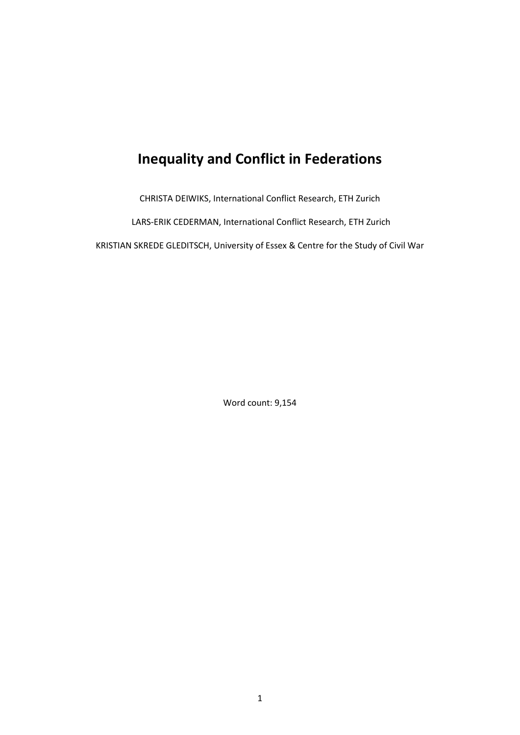# Inequality and Conflict in Federations

CHRISTA DEIWIKS, International Conflict Research, ETH Zurich

LARS-ERIK CEDERMAN, International Conflict Research, ETH Zurich

KRISTIAN SKREDE GLEDITSCH, University of Essex & Centre for the Study of Civil War

Word count: 9,154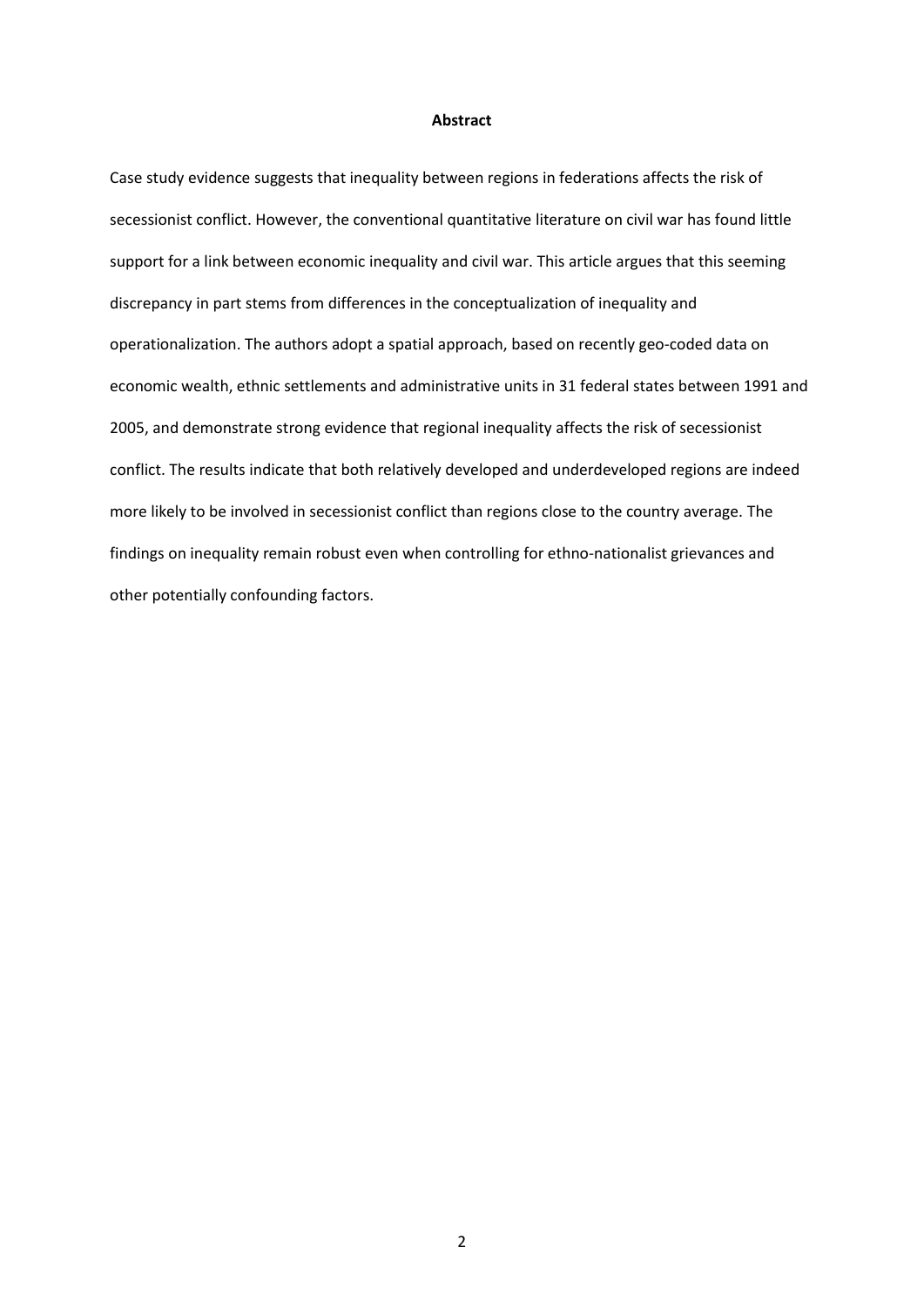**Abstract**

Case study evidence suggests that inequality between regions in federations affects the risk of secessionist conflict. However, the conventional quantitative literature on civil war has found little support for a link between economic inequality and civil war. This article argues that this seeming discrepancy in part stems from differences in the conceptualization of inequality and operationalization. The authors adopt a spatial approach, based on recently geo-coded data on economic wealth, ethnic settlements and administrative units in 31 federal states between 1991 and 2005, and demonstrate strong evidence that regional inequality affects the risk of secessionist conflict. The results indicate that both relatively developed and underdeveloped regions are indeed more likely to be involved in secessionist conflict than regions close to the country average. The findings on inequality remain robust even when controlling for ethno-nationalist grievances and other potentially confounding factors.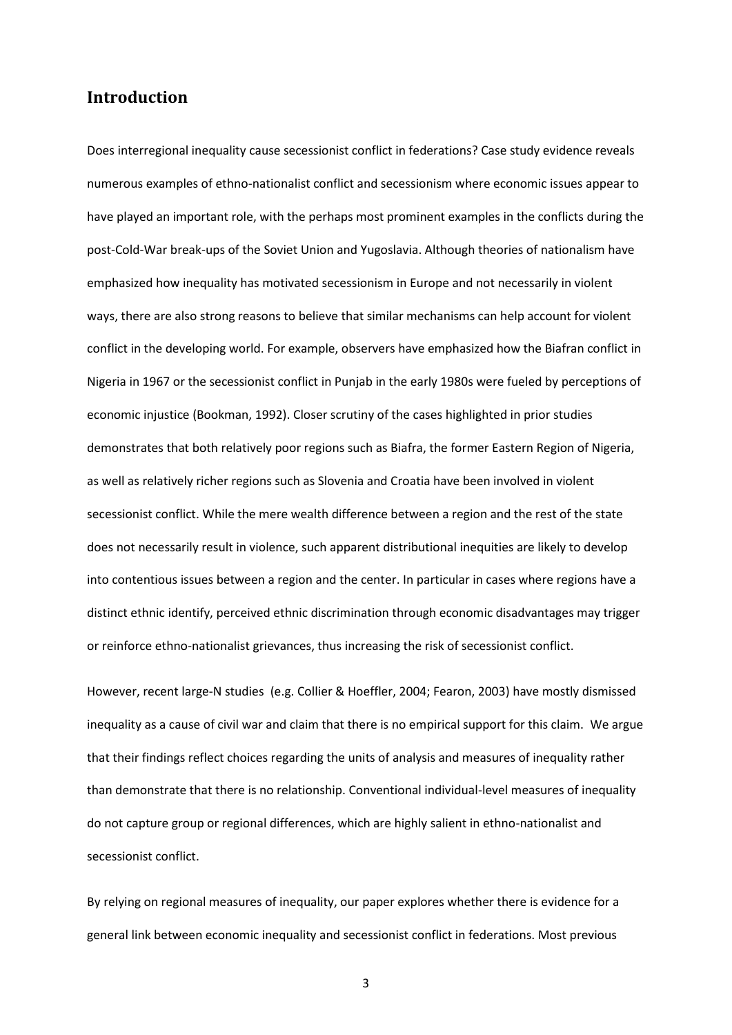## Introduction

Does interregional inequality cause secessionist conflict in federations? Case study evidence reveals numerous examples of ethno-nationalist conflict and secessionism where economic issues appear to have played an important role, with the perhaps most prominent examples in the conflicts during the post-Cold-War break-ups of the Soviet Union and Yugoslavia. Although theories of nationalism have emphasized how inequality has motivated secessionism in Europe and not necessarily in violent ways, there are also strong reasons to believe that similar mechanisms can help account for violent conflict in the developing world. For example, observers have emphasized how the Biafran conflict in Nigeria in 1967 or the secessionist conflict in Punjab in the early 1980s were fueled by perceptions of economic injustice (Bookman, 1992). Closer scrutiny of the cases highlighted in prior studies demonstrates that both relatively poor regions such as Biafra, the former Eastern Region of Nigeria, as well as relatively richer regions such as Slovenia and Croatia have been involved in violent secessionist conflict. While the mere wealth difference between a region and the rest of the state does not necessarily result in violence, such apparent distributional inequities are likely to develop into contentious issues between a region and the center. In particular in cases where regions have a distinct ethnic identify, perceived ethnic discrimination through economic disadvantages may trigger or reinforce ethno-nationalist grievances, thus increasing the risk of secessionist conflict.

However, recent large-N studies (e.g. Collier & Hoeffler, 2004; Fearon, 2003) have mostly dismissed inequality as a cause of civil war and claim that there is no empirical support for this claim. We argue that their findings reflect choices regarding the units of analysis and measures of inequality rather than demonstrate that there is no relationship. Conventional individual-level measures of inequality do not capture group or regional differences, which are highly salient in ethno-nationalist and secessionist conflict.

By relying on regional measures of inequality, our paper explores whether there is evidence for a general link between economic inequality and secessionist conflict in federations. Most previous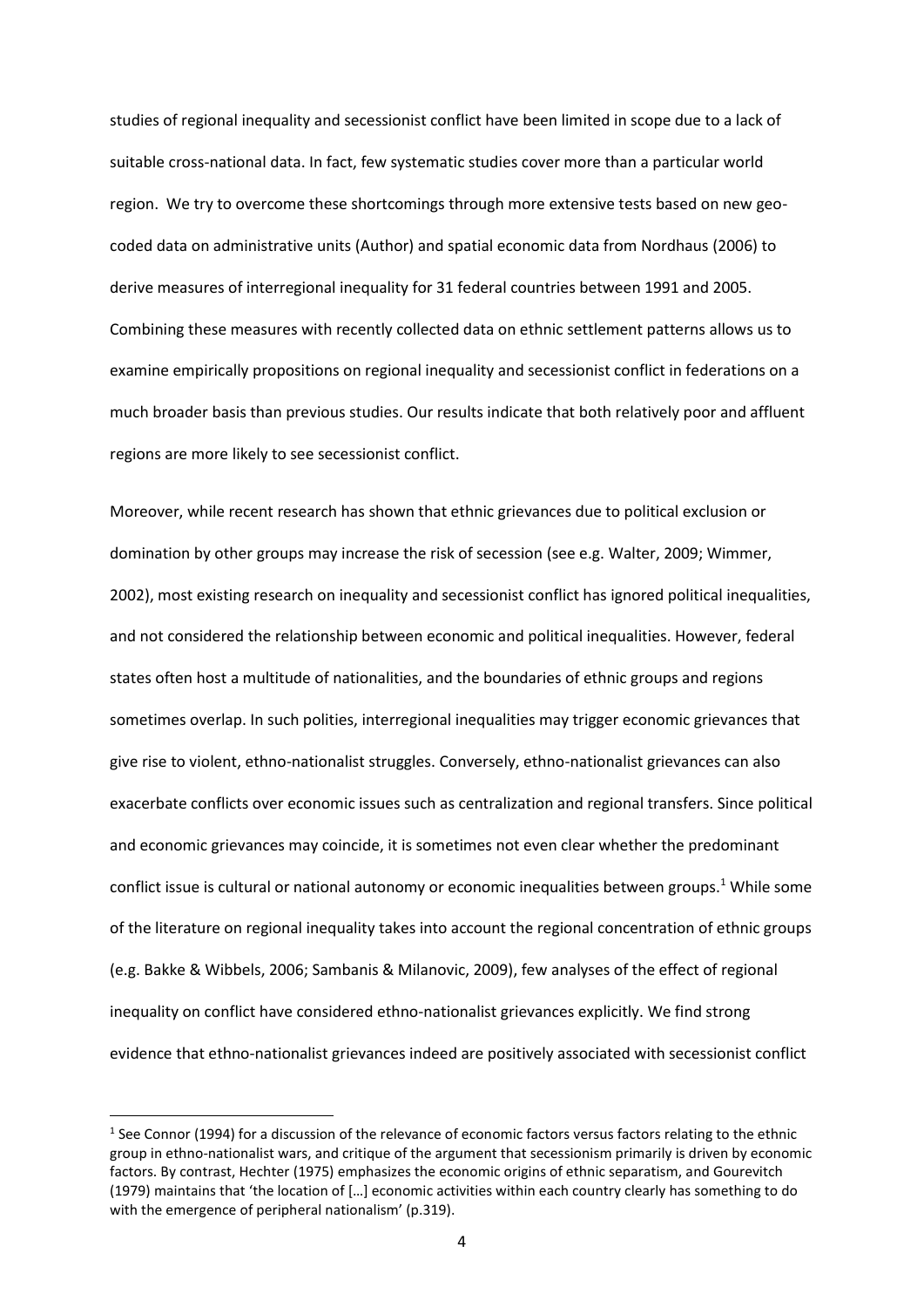studies of regional inequality and secessionist conflict have been limited in scope due to a lack of suitable cross-national data. In fact, few systematic studies cover more than a particular world region. We try to overcome these shortcomings through more extensive tests based on new geo-coded data on administrative units (Author) and spatial economic data from Nordhaus (2006) to derive measures of interregional inequality for 31 federal countries between 1991 and 2005. Combining these measures with recently collected data on ethnic settlement patterns allows us to examine empirically propositions on regional inequality and secessionist conflict in federations on a much broader basis than previous studies. Our results indicate that both relatively poor and affluent regions are more likely to see secessionist conflict.

Moreover, while recent research has shown that ethnic grievances due to political exclusion or domination by other groups may increase the risk of secession (see e.g. Walter, 2009; Wimmer, 2002), most existing research on inequality and secessionist conflict has ignored political inequalities, and not considered the relationship between economic and political inequalities. However, federal states often host a multitude of nationalities, and the boundaries of ethnic groups and regions sometimes overlap. In such polities, interregional inequalities may trigger economic grievances that give rise to violent, ethno-nationalist struggles. Conversely, ethno-nationalist grievances can also exacerbate conflicts over economic issues such as centralization and regional transfers. Since political and economic grievances may coincide, it is sometimes not even clear whether the predominant conflict issue is cultural or national autonomy or economic inequalities between groups.[1] While some of the literature on regional inequality takes into account the regional concentration of ethnic groups (e.g. Bakke & Wibbels, 2006; Sambanis & Milanovic, 2009), few analyses of the effect of regional inequality on conflict have considered ethno-nationalist grievances explicitly. We find strong evidence that ethno-nationalist grievances indeed are positively associated with secessionist conflict

[1] See Connor (1994) for a discussion of the relevance of economic factors versus factors relating to the ethnic group in ethno-nationalist wars, and critique of the argument that secessionism primarily is driven by economic factors. By contrast, Hechter (1975) emphasizes the economic origins of ethnic separatism, and Gourevitch (1979) maintains that 'the location of […] economic activities within each country clearly has something to do with the emergence of peripheral nationalism' (p.319).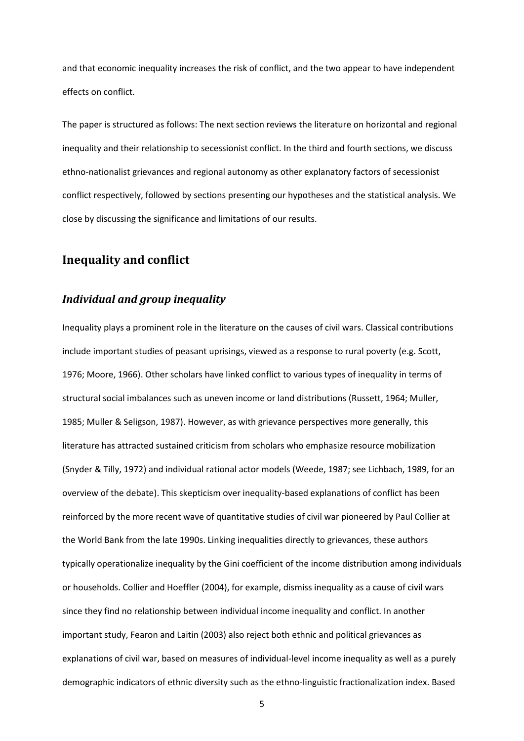and that economic inequality increases the risk of conflict, and the two appear to have independent effects on conflict.

The paper is structured as follows: The next section reviews the literature on horizontal and regional inequality and their relationship to secessionist conflict. In the third and fourth sections, we discuss ethno-nationalist grievances and regional autonomy as other explanatory factors of secessionist conflict respectively, followed by sections presenting our hypotheses and the statistical analysis. We close by discussing the significance and limitations of our results.

## Inequality and conflict

### *Individual and group inequality*

Inequality plays a prominent role in the literature on the causes of civil wars. Classical contributions include important studies of peasant uprisings, viewed as a response to rural poverty (e.g. Scott, 1976; Moore, 1966). Other scholars have linked conflict to various types of inequality in terms of structural social imbalances such as uneven income or land distributions (Russett, 1964; Muller, 1985; Muller & Seligson, 1987). However, as with grievance perspectives more generally, this literature has attracted sustained criticism from scholars who emphasize resource mobilization (Snyder & Tilly, 1972) and individual rational actor models (Weede, 1987; see Lichbach, 1989, for an overview of the debate). This skepticism over inequality-based explanations of conflict has been reinforced by the more recent wave of quantitative studies of civil war pioneered by Paul Collier at the World Bank from the late 1990s. Linking inequalities directly to grievances, these authors typically operationalize inequality by the Gini coefficient of the income distribution among individuals or households. Collier and Hoeffler (2004), for example, dismiss inequality as a cause of civil wars since they find no relationship between individual income inequality and conflict. In another important study, Fearon and Laitin (2003) also reject both ethnic and political grievances as explanations of civil war, based on measures of individual-level income inequality as well as a purely demographic indicators of ethnic diversity such as the ethno-linguistic fractionalization index. Based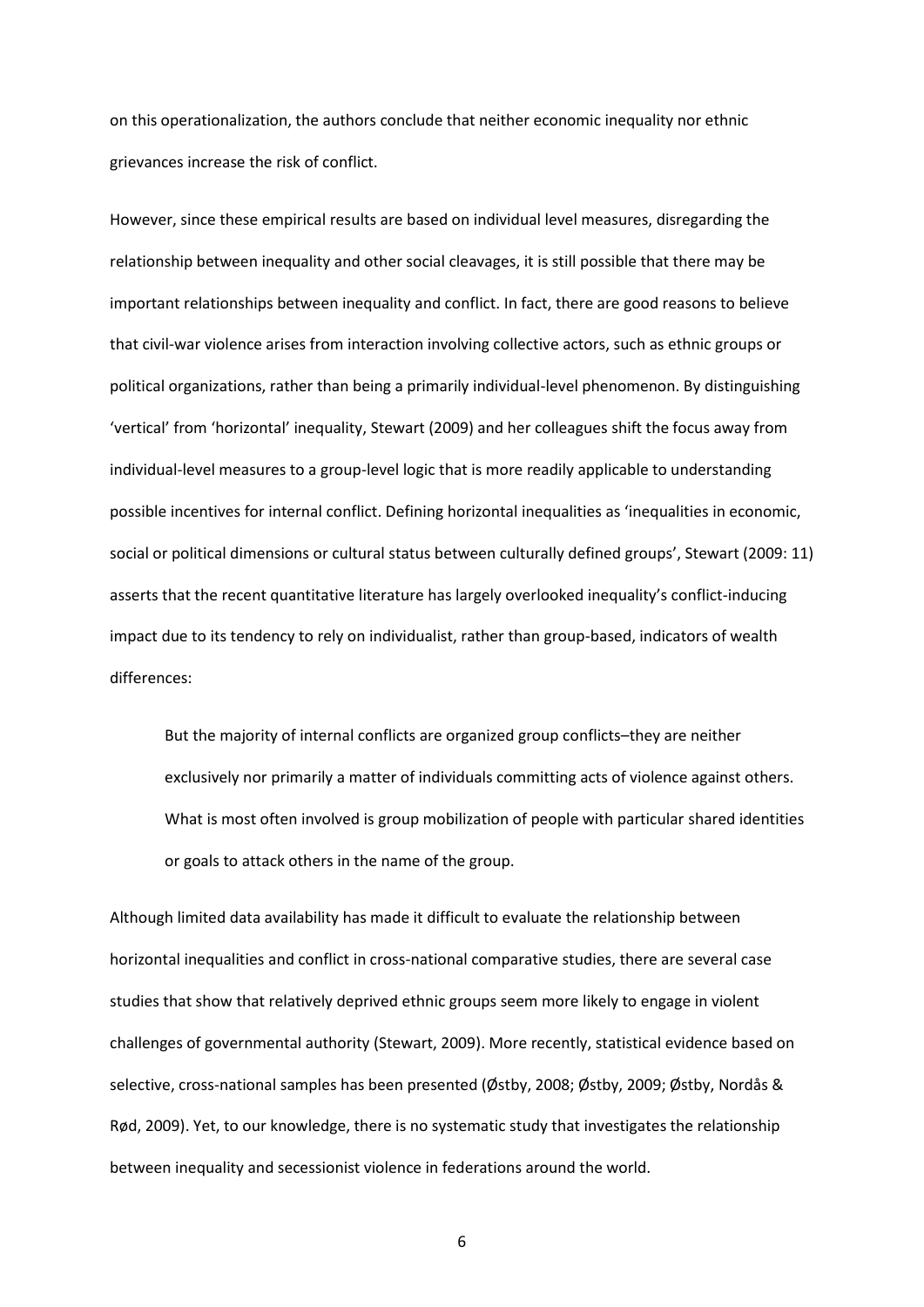on this operationalization, the authors conclude that neither economic inequality nor ethnic grievances increase the risk of conflict.

However, since these empirical results are based on individual level measures, disregarding the relationship between inequality and other social cleavages, it is still possible that there may be important relationships between inequality and conflict. In fact, there are good reasons to believe that civil-war violence arises from interaction involving collective actors, such as ethnic groups or political organizations, rather than being a primarily individual-level phenomenon. By distinguishing 'vertical' from 'horizontal' inequality, Stewart (2009) and her colleagues shift the focus away from individual-level measures to a group-level logic that is more readily applicable to understanding possible incentives for internal conflict. Defining horizontal inequalities as 'inequalities in economic, social or political dimensions or cultural status between culturally defined groups', Stewart (2009: 11) asserts that the recent quantitative literature has largely overlooked inequality's conflict-inducing impact due to its tendency to rely on individualist, rather than group-based, indicators of wealth differences:

> But the majority of internal conflicts are organized group conflicts–they are neither exclusively nor primarily a matter of individuals committing acts of violence against others. What is most often involved is group mobilization of people with particular shared identities or goals to attack others in the name of the group.

Although limited data availability has made it difficult to evaluate the relationship between horizontal inequalities and conflict in cross-national comparative studies, there are several case studies that show that relatively deprived ethnic groups seem more likely to engage in violent challenges of governmental authority (Stewart, 2009). More recently, statistical evidence based on selective, cross-national samples has been presented (Østby, 2008; Østby, 2009; Østby, Nordås & Rød, 2009). Yet, to our knowledge, there is no systematic study that investigates the relationship between inequality and secessionist violence in federations around the world.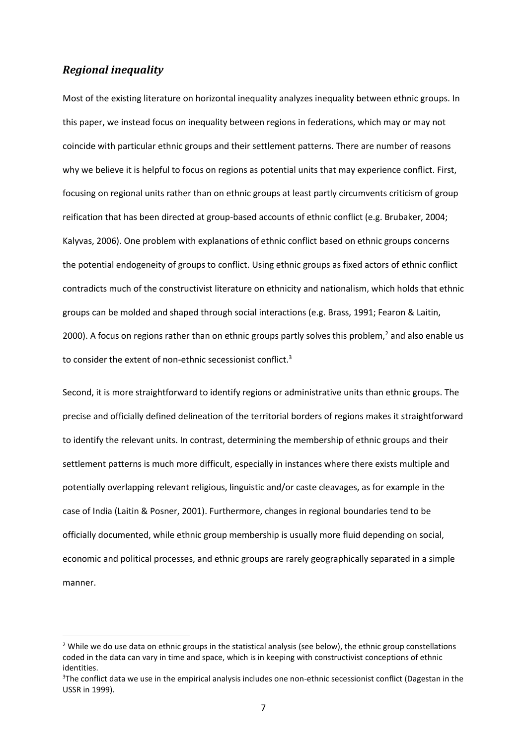## *Regional inequality*

Most of the existing literature on horizontal inequality analyzes inequality between ethnic groups. In this paper, we instead focus on inequality between regions in federations, which may or may not coincide with particular ethnic groups and their settlement patterns. There are number of reasons why we believe it is helpful to focus on regions as potential units that may experience conflict. First, focusing on regional units rather than on ethnic groups at least partly circumvents criticism of group reification that has been directed at group-based accounts of ethnic conflict (e.g. Brubaker, 2004; Kalyvas, 2006). One problem with explanations of ethnic conflict based on ethnic groups concerns the potential endogeneity of groups to conflict. Using ethnic groups as fixed actors of ethnic conflict contradicts much of the constructivist literature on ethnicity and nationalism, which holds that ethnic groups can be molded and shaped through social interactions (e.g. Brass, 1991; Fearon & Laitin, 2000). A focus on regions rather than on ethnic groups partly solves this problem,[2] and also enable us to consider the extent of non-ethnic secessionist conflict.[3]

Second, it is more straightforward to identify regions or administrative units than ethnic groups. The precise and officially defined delineation of the territorial borders of regions makes it straightforward to identify the relevant units. In contrast, determining the membership of ethnic groups and their settlement patterns is much more difficult, especially in instances where there exists multiple and potentially overlapping relevant religious, linguistic and/or caste cleavages, as for example in the case of India (Laitin & Posner, 2001). Furthermore, changes in regional boundaries tend to be officially documented, while ethnic group membership is usually more fluid depending on social, economic and political processes, and ethnic groups are rarely geographically separated in a simple manner.

---

[2] While we do use data on ethnic groups in the statistical analysis (see below), the ethnic group constellations coded in the data can vary in time and space, which is in keeping with constructivist conceptions of ethnic identities.

[3] The conflict data we use in the empirical analysis includes one non-ethnic secessionist conflict (Dagestan in the USSR in 1999).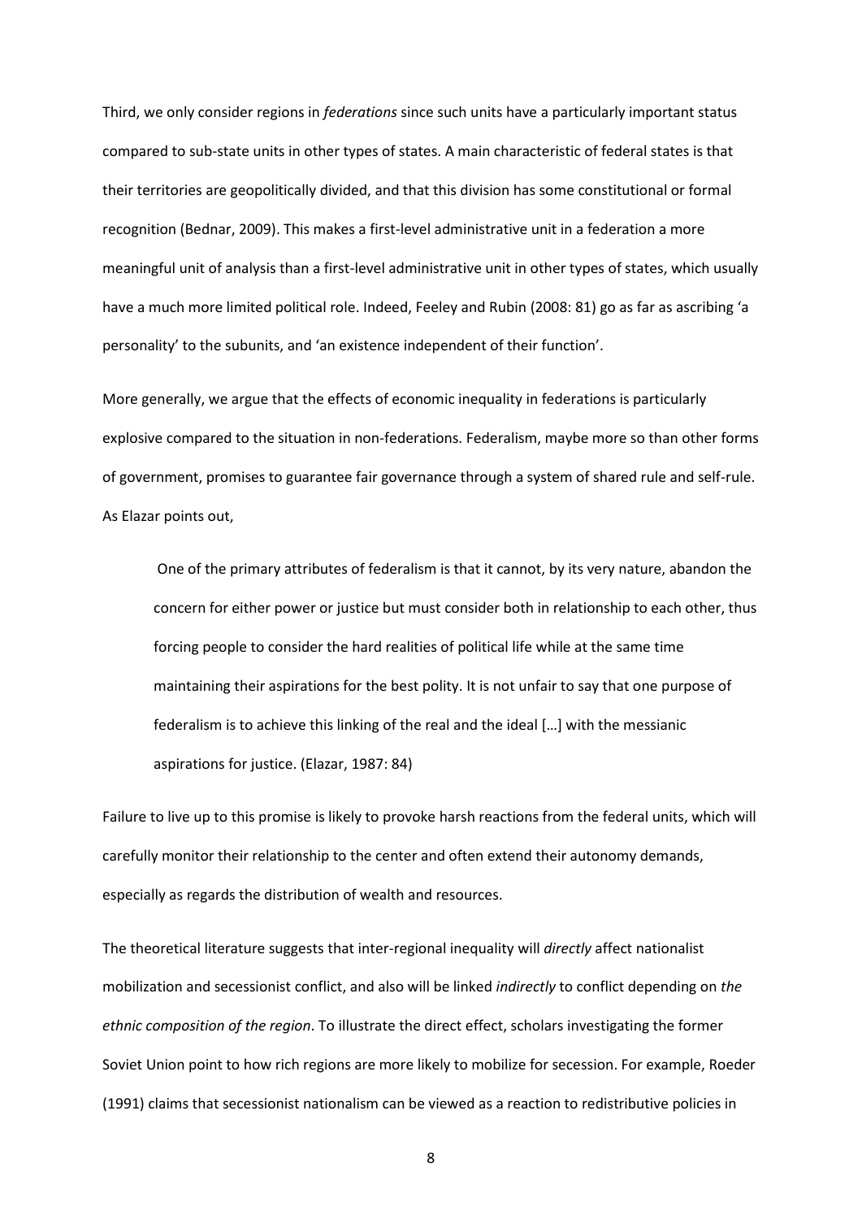Third, we only consider regions in *federations* since such units have a particularly important status compared to sub-state units in other types of states. A main characteristic of federal states is that their territories are geopolitically divided, and that this division has some constitutional or formal recognition (Bednar, 2009). This makes a first-level administrative unit in a federation a more meaningful unit of analysis than a first-level administrative unit in other types of states, which usually have a much more limited political role. Indeed, Feeley and Rubin (2008: 81) go as far as ascribing 'a personality' to the subunits, and 'an existence independent of their function'.

More generally, we argue that the effects of economic inequality in federations is particularly explosive compared to the situation in non-federations. Federalism, maybe more so than other forms of government, promises to guarantee fair governance through a system of shared rule and self-rule. As Elazar points out,

> One of the primary attributes of federalism is that it cannot, by its very nature, abandon the concern for either power or justice but must consider both in relationship to each other, thus forcing people to consider the hard realities of political life while at the same time maintaining their aspirations for the best polity. It is not unfair to say that one purpose of federalism is to achieve this linking of the real and the ideal […] with the messianic aspirations for justice. (Elazar, 1987: 84)

Failure to live up to this promise is likely to provoke harsh reactions from the federal units, which will carefully monitor their relationship to the center and often extend their autonomy demands, especially as regards the distribution of wealth and resources.

The theoretical literature suggests that inter-regional inequality will *directly* affect nationalist mobilization and secessionist conflict, and also will be linked *indirectly* to conflict depending on *the ethnic composition of the region*. To illustrate the direct effect, scholars investigating the former Soviet Union point to how rich regions are more likely to mobilize for secession. For example, Roeder (1991) claims that secessionist nationalism can be viewed as a reaction to redistributive policies in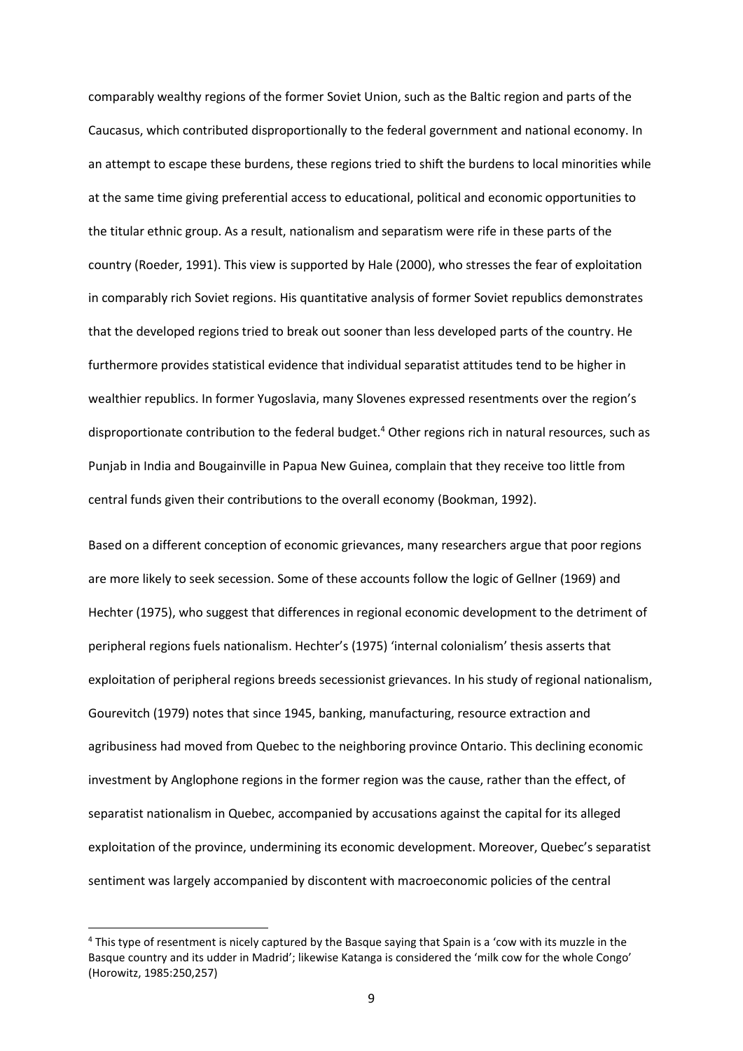comparably wealthy regions of the former Soviet Union, such as the Baltic region and parts of the Caucasus, which contributed disproportionally to the federal government and national economy. In an attempt to escape these burdens, these regions tried to shift the burdens to local minorities while at the same time giving preferential access to educational, political and economic opportunities to the titular ethnic group. As a result, nationalism and separatism were rife in these parts of the country (Roeder, 1991). This view is supported by Hale (2000), who stresses the fear of exploitation in comparably rich Soviet regions. His quantitative analysis of former Soviet republics demonstrates that the developed regions tried to break out sooner than less developed parts of the country. He furthermore provides statistical evidence that individual separatist attitudes tend to be higher in wealthier republics. In former Yugoslavia, many Slovenes expressed resentments over the region's disproportionate contribution to the federal budget.[4] Other regions rich in natural resources, such as Punjab in India and Bougainville in Papua New Guinea, complain that they receive too little from central funds given their contributions to the overall economy (Bookman, 1992).

Based on a different conception of economic grievances, many researchers argue that poor regions are more likely to seek secession. Some of these accounts follow the logic of Gellner (1969) and Hechter (1975), who suggest that differences in regional economic development to the detriment of peripheral regions fuels nationalism. Hechter's (1975) 'internal colonialism' thesis asserts that exploitation of peripheral regions breeds secessionist grievances. In his study of regional nationalism, Gourevitch (1979) notes that since 1945, banking, manufacturing, resource extraction and agribusiness had moved from Quebec to the neighboring province Ontario. This declining economic investment by Anglophone regions in the former region was the cause, rather than the effect, of separatist nationalism in Quebec, accompanied by accusations against the capital for its alleged exploitation of the province, undermining its economic development. Moreover, Quebec's separatist sentiment was largely accompanied by discontent with macroeconomic policies of the central

[4] This type of resentment is nicely captured by the Basque saying that Spain is a 'cow with its muzzle in the Basque country and its udder in Madrid'; likewise Katanga is considered the 'milk cow for the whole Congo' (Horowitz, 1985:250,257)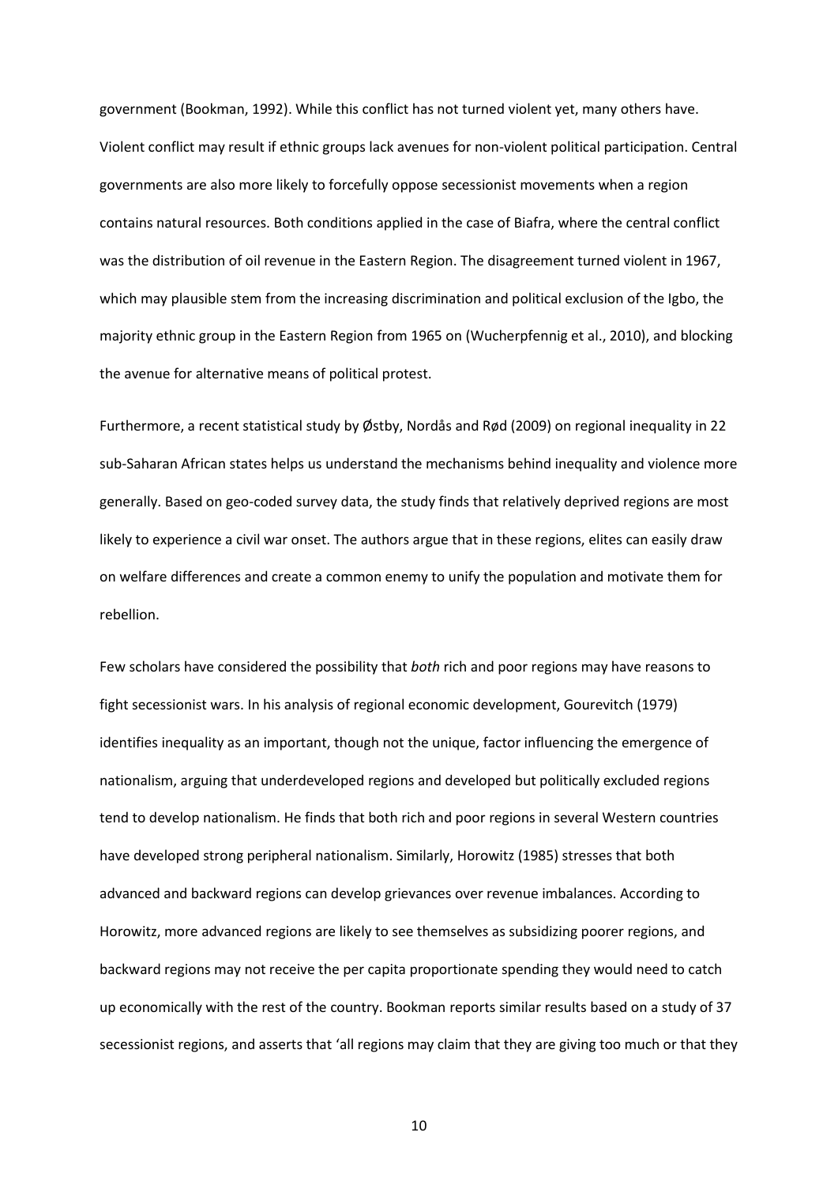government (Bookman, 1992). While this conflict has not turned violent yet, many others have. Violent conflict may result if ethnic groups lack avenues for non-violent political participation. Central governments are also more likely to forcefully oppose secessionist movements when a region contains natural resources. Both conditions applied in the case of Biafra, where the central conflict was the distribution of oil revenue in the Eastern Region. The disagreement turned violent in 1967, which may plausible stem from the increasing discrimination and political exclusion of the Igbo, the majority ethnic group in the Eastern Region from 1965 on (Wucherpfennig et al., 2010), and blocking the avenue for alternative means of political protest.

Furthermore, a recent statistical study by Østby, Nordås and Rød (2009) on regional inequality in 22 sub-Saharan African states helps us understand the mechanisms behind inequality and violence more generally. Based on geo-coded survey data, the study finds that relatively deprived regions are most likely to experience a civil war onset. The authors argue that in these regions, elites can easily draw on welfare differences and create a common enemy to unify the population and motivate them for rebellion.

Few scholars have considered the possibility that *both* rich and poor regions may have reasons to fight secessionist wars. In his analysis of regional economic development, Gourevitch (1979) identifies inequality as an important, though not the unique, factor influencing the emergence of nationalism, arguing that underdeveloped regions and developed but politically excluded regions tend to develop nationalism. He finds that both rich and poor regions in several Western countries have developed strong peripheral nationalism. Similarly, Horowitz (1985) stresses that both advanced and backward regions can develop grievances over revenue imbalances. According to Horowitz, more advanced regions are likely to see themselves as subsidizing poorer regions, and backward regions may not receive the per capita proportionate spending they would need to catch up economically with the rest of the country. Bookman reports similar results based on a study of 37 secessionist regions, and asserts that 'all regions may claim that they are giving too much or that they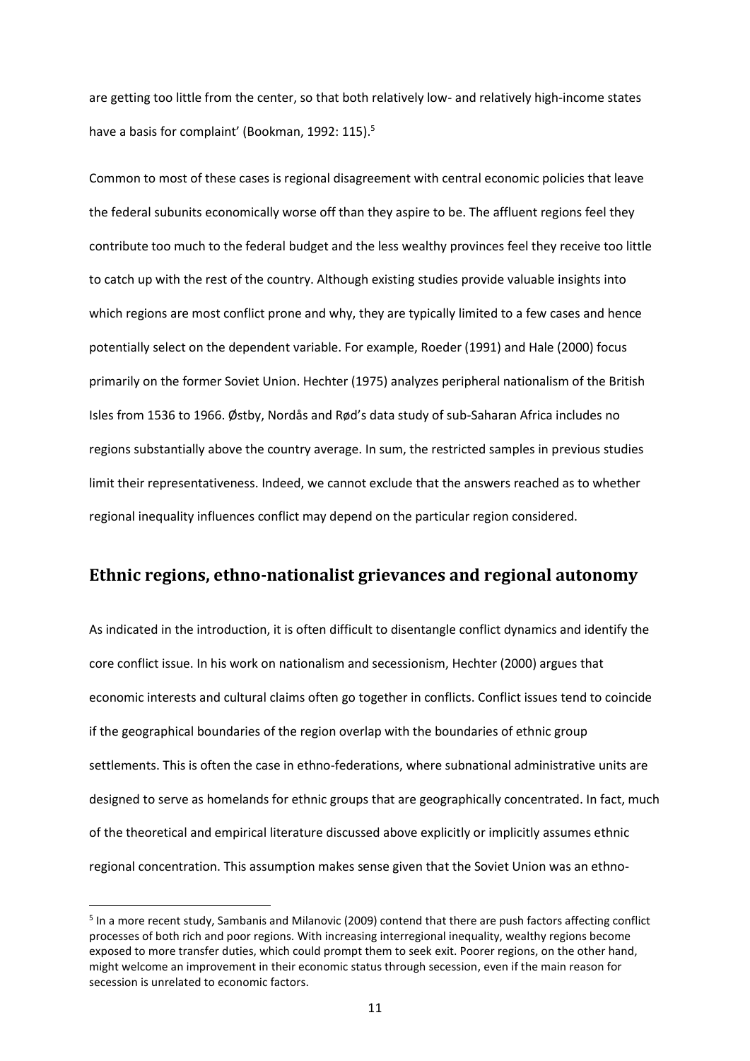are getting too little from the center, so that both relatively low- and relatively high-income states have a basis for complaint' (Bookman, 1992: 115).[5]

Common to most of these cases is regional disagreement with central economic policies that leave the federal subunits economically worse off than they aspire to be. The affluent regions feel they contribute too much to the federal budget and the less wealthy provinces feel they receive too little to catch up with the rest of the country. Although existing studies provide valuable insights into which regions are most conflict prone and why, they are typically limited to a few cases and hence potentially select on the dependent variable. For example, Roeder (1991) and Hale (2000) focus primarily on the former Soviet Union. Hechter (1975) analyzes peripheral nationalism of the British Isles from 1536 to 1966. Østby, Nordås and Rød's data study of sub-Saharan Africa includes no regions substantially above the country average. In sum, the restricted samples in previous studies limit their representativeness. Indeed, we cannot exclude that the answers reached as to whether regional inequality influences conflict may depend on the particular region considered.

## Ethnic regions, ethno-nationalist grievances and regional autonomy

As indicated in the introduction, it is often difficult to disentangle conflict dynamics and identify the core conflict issue. In his work on nationalism and secessionism, Hechter (2000) argues that economic interests and cultural claims often go together in conflicts. Conflict issues tend to coincide if the geographical boundaries of the region overlap with the boundaries of ethnic group settlements. This is often the case in ethno-federations, where subnational administrative units are designed to serve as homelands for ethnic groups that are geographically concentrated. In fact, much of the theoretical and empirical literature discussed above explicitly or implicitly assumes ethnic regional concentration. This assumption makes sense given that the Soviet Union was an ethno-

[5] In a more recent study, Sambanis and Milanovic (2009) contend that there are push factors affecting conflict processes of both rich and poor regions. With increasing interregional inequality, wealthy regions become exposed to more transfer duties, which could prompt them to seek exit. Poorer regions, on the other hand, might welcome an improvement in their economic status through secession, even if the main reason for secession is unrelated to economic factors.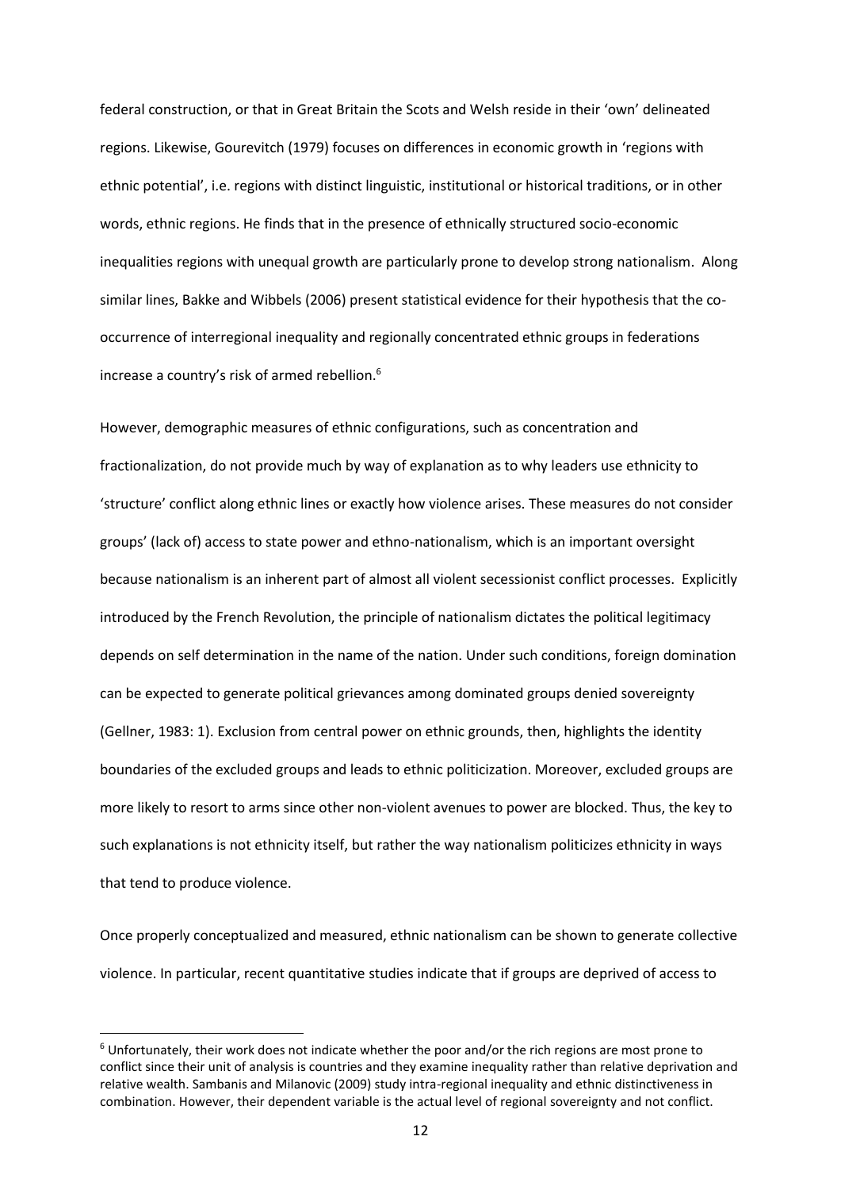federal construction, or that in Great Britain the Scots and Welsh reside in their 'own' delineated regions. Likewise, Gourevitch (1979) focuses on differences in economic growth in 'regions with ethnic potential', i.e. regions with distinct linguistic, institutional or historical traditions, or in other words, ethnic regions. He finds that in the presence of ethnically structured socio-economic inequalities regions with unequal growth are particularly prone to develop strong nationalism. Along similar lines, Bakke and Wibbels (2006) present statistical evidence for their hypothesis that the co-occurrence of interregional inequality and regionally concentrated ethnic groups in federations increase a country's risk of armed rebellion.[6]

However, demographic measures of ethnic configurations, such as concentration and fractionalization, do not provide much by way of explanation as to why leaders use ethnicity to 'structure' conflict along ethnic lines or exactly how violence arises. These measures do not consider groups' (lack of) access to state power and ethno-nationalism, which is an important oversight because nationalism is an inherent part of almost all violent secessionist conflict processes. Explicitly introduced by the French Revolution, the principle of nationalism dictates the political legitimacy depends on self determination in the name of the nation. Under such conditions, foreign domination can be expected to generate political grievances among dominated groups denied sovereignty (Gellner, 1983: 1). Exclusion from central power on ethnic grounds, then, highlights the identity boundaries of the excluded groups and leads to ethnic politicization. Moreover, excluded groups are more likely to resort to arms since other non-violent avenues to power are blocked. Thus, the key to such explanations is not ethnicity itself, but rather the way nationalism politicizes ethnicity in ways that tend to produce violence.

Once properly conceptualized and measured, ethnic nationalism can be shown to generate collective violence. In particular, recent quantitative studies indicate that if groups are deprived of access to

[6] Unfortunately, their work does not indicate whether the poor and/or the rich regions are most prone to conflict since their unit of analysis is countries and they examine inequality rather than relative deprivation and relative wealth. Sambanis and Milanovic (2009) study intra-regional inequality and ethnic distinctiveness in combination. However, their dependent variable is the actual level of regional sovereignty and not conflict.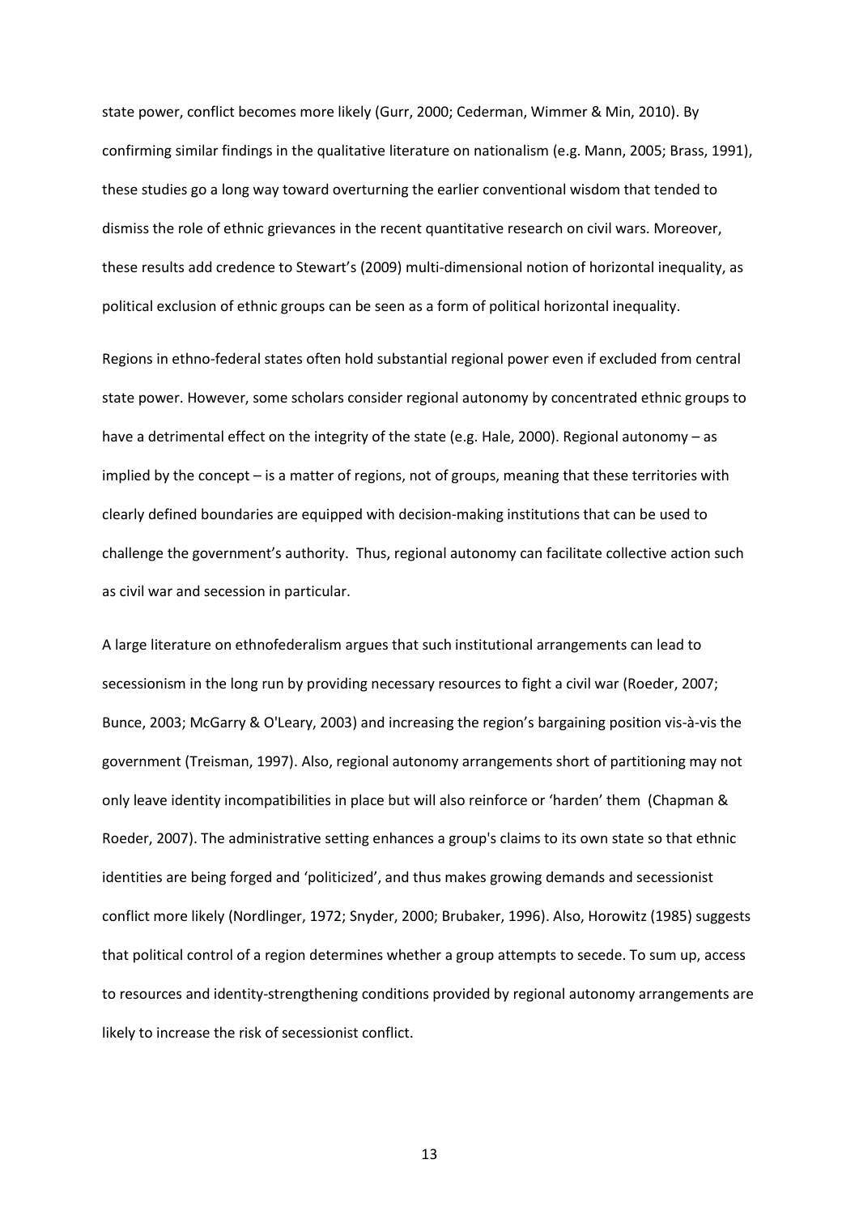state power, conflict becomes more likely (Gurr, 2000; Cederman, Wimmer & Min, 2010). By confirming similar findings in the qualitative literature on nationalism (e.g. Mann, 2005; Brass, 1991), these studies go a long way toward overturning the earlier conventional wisdom that tended to dismiss the role of ethnic grievances in the recent quantitative research on civil wars. Moreover, these results add credence to Stewart's (2009) multi-dimensional notion of horizontal inequality, as political exclusion of ethnic groups can be seen as a form of political horizontal inequality.

Regions in ethno-federal states often hold substantial regional power even if excluded from central state power. However, some scholars consider regional autonomy by concentrated ethnic groups to have a detrimental effect on the integrity of the state (e.g. Hale, 2000). Regional autonomy – as implied by the concept – is a matter of regions, not of groups, meaning that these territories with clearly defined boundaries are equipped with decision-making institutions that can be used to challenge the government's authority. Thus, regional autonomy can facilitate collective action such as civil war and secession in particular.

A large literature on ethnofederalism argues that such institutional arrangements can lead to secessionism in the long run by providing necessary resources to fight a civil war (Roeder, 2007; Bunce, 2003; McGarry & O'Leary, 2003) and increasing the region's bargaining position vis-à-vis the government (Treisman, 1997). Also, regional autonomy arrangements short of partitioning may not only leave identity incompatibilities in place but will also reinforce or 'harden' them (Chapman & Roeder, 2007). The administrative setting enhances a group's claims to its own state so that ethnic identities are being forged and 'politicized', and thus makes growing demands and secessionist conflict more likely (Nordlinger, 1972; Snyder, 2000; Brubaker, 1996). Also, Horowitz (1985) suggests that political control of a region determines whether a group attempts to secede. To sum up, access to resources and identity-strengthening conditions provided by regional autonomy arrangements are likely to increase the risk of secessionist conflict.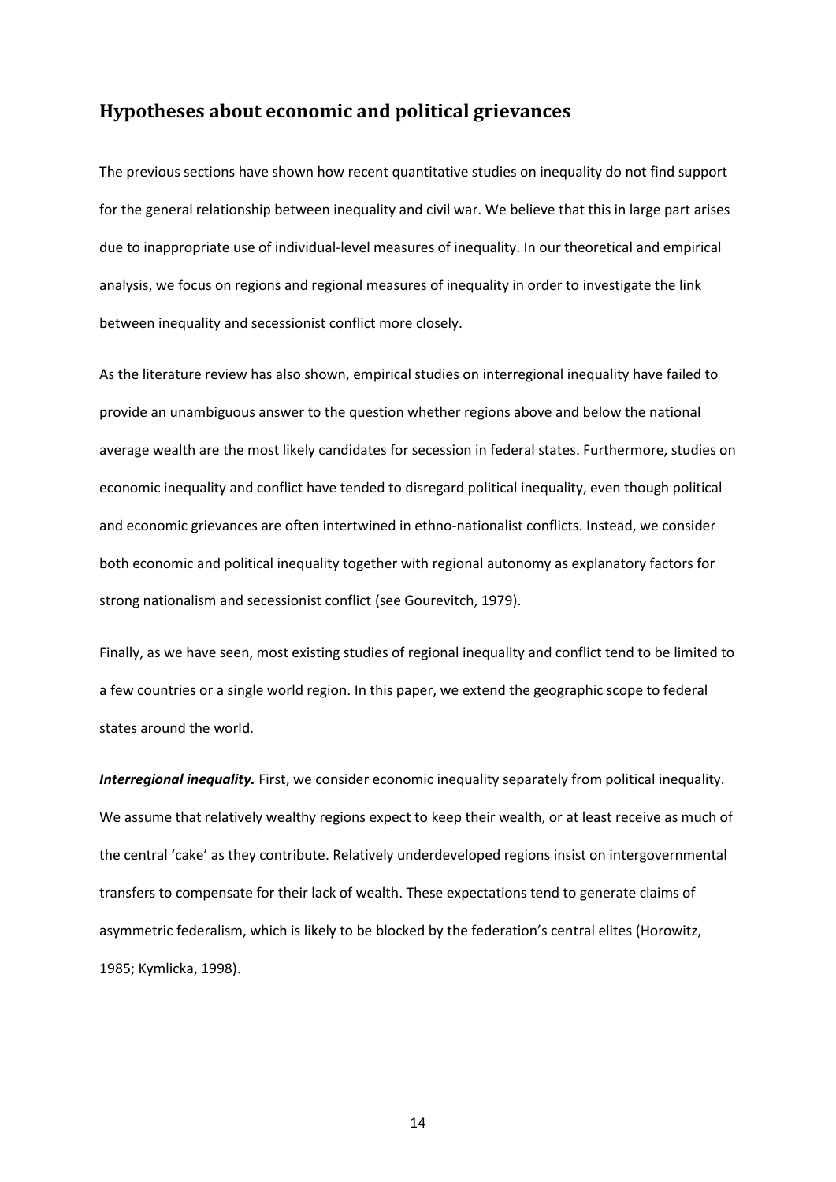## Hypotheses about economic and political grievances

The previous sections have shown how recent quantitative studies on inequality do not find support for the general relationship between inequality and civil war. We believe that this in large part arises due to inappropriate use of individual-level measures of inequality. In our theoretical and empirical analysis, we focus on regions and regional measures of inequality in order to investigate the link between inequality and secessionist conflict more closely.

As the literature review has also shown, empirical studies on interregional inequality have failed to provide an unambiguous answer to the question whether regions above and below the national average wealth are the most likely candidates for secession in federal states. Furthermore, studies on economic inequality and conflict have tended to disregard political inequality, even though political and economic grievances are often intertwined in ethno-nationalist conflicts. Instead, we consider both economic and political inequality together with regional autonomy as explanatory factors for strong nationalism and secessionist conflict (see Gourevitch, 1979).

Finally, as we have seen, most existing studies of regional inequality and conflict tend to be limited to a few countries or a single world region. In this paper, we extend the geographic scope to federal states around the world.

***Interregional inequality.*** First, we consider economic inequality separately from political inequality. We assume that relatively wealthy regions expect to keep their wealth, or at least receive as much of the central 'cake' as they contribute. Relatively underdeveloped regions insist on intergovernmental transfers to compensate for their lack of wealth. These expectations tend to generate claims of asymmetric federalism, which is likely to be blocked by the federation's central elites (Horowitz, 1985; Kymlicka, 1998).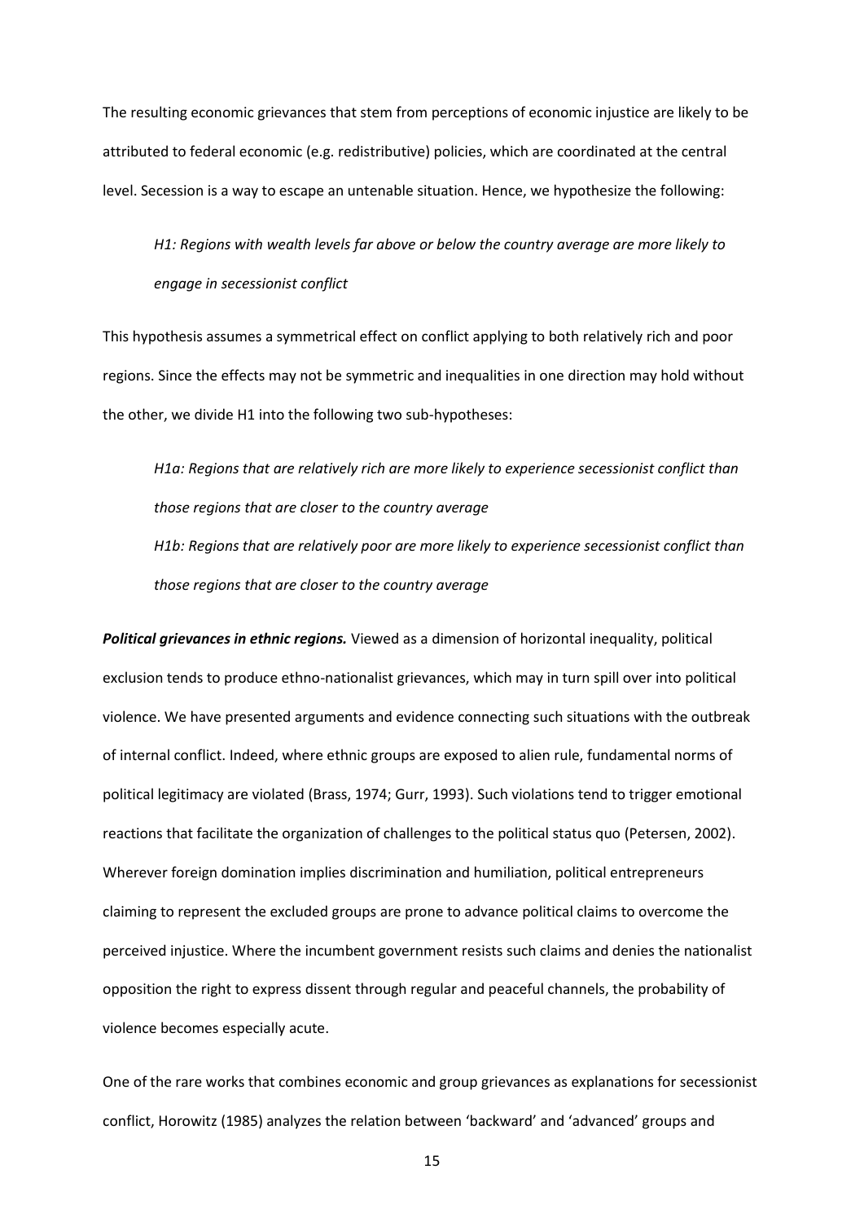The resulting economic grievances that stem from perceptions of economic injustice are likely to be attributed to federal economic (e.g. redistributive) policies, which are coordinated at the central level. Secession is a way to escape an untenable situation. Hence, we hypothesize the following:

> *H1: Regions with wealth levels far above or below the country average are more likely to engage in secessionist conflict*

This hypothesis assumes a symmetrical effect on conflict applying to both relatively rich and poor regions. Since the effects may not be symmetric and inequalities in one direction may hold without the other, we divide H1 into the following two sub-hypotheses:

> *H1a: Regions that are relatively rich are more likely to experience secessionist conflict than those regions that are closer to the country average*
>
> *H1b: Regions that are relatively poor are more likely to experience secessionist conflict than those regions that are closer to the country average*

***Political grievances in ethnic regions.*** Viewed as a dimension of horizontal inequality, political exclusion tends to produce ethno-nationalist grievances, which may in turn spill over into political violence. We have presented arguments and evidence connecting such situations with the outbreak of internal conflict. Indeed, where ethnic groups are exposed to alien rule, fundamental norms of political legitimacy are violated (Brass, 1974; Gurr, 1993). Such violations tend to trigger emotional reactions that facilitate the organization of challenges to the political status quo (Petersen, 2002). Wherever foreign domination implies discrimination and humiliation, political entrepreneurs claiming to represent the excluded groups are prone to advance political claims to overcome the perceived injustice. Where the incumbent government resists such claims and denies the nationalist opposition the right to express dissent through regular and peaceful channels, the probability of violence becomes especially acute.

One of the rare works that combines economic and group grievances as explanations for secessionist conflict, Horowitz (1985) analyzes the relation between 'backward' and 'advanced' groups and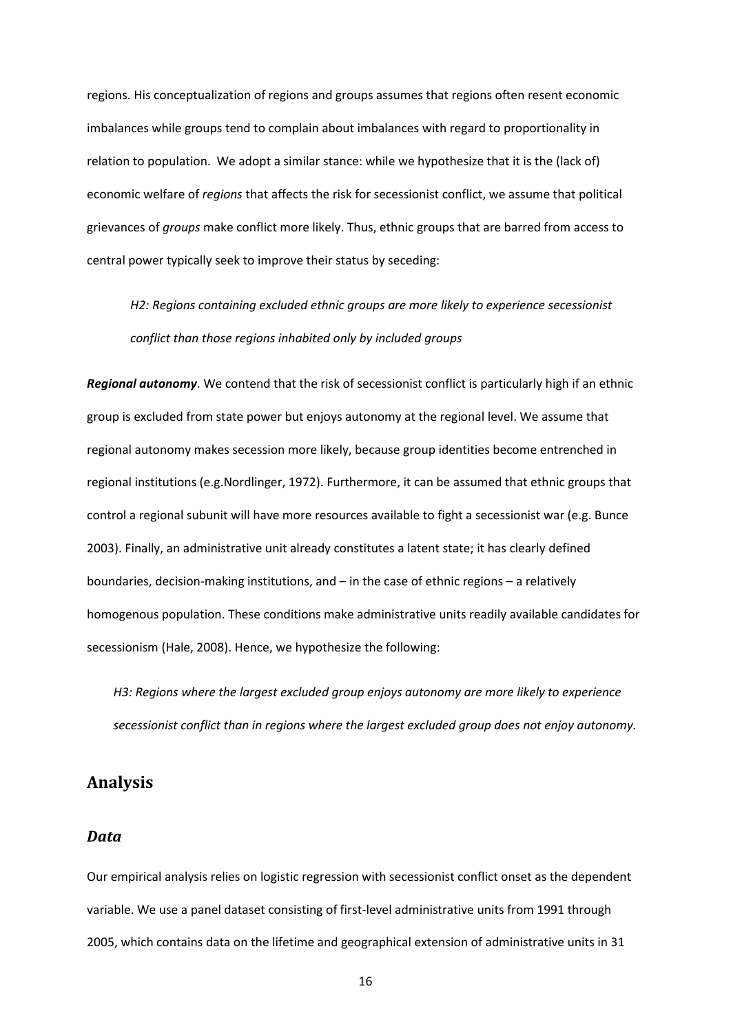regions. His conceptualization of regions and groups assumes that regions often resent economic imbalances while groups tend to complain about imbalances with regard to proportionality in relation to population. We adopt a similar stance: while we hypothesize that it is the (lack of) economic welfare of *regions* that affects the risk for secessionist conflict, we assume that political grievances of *groups* make conflict more likely. Thus, ethnic groups that are barred from access to central power typically seek to improve their status by seceding:

*H2: Regions containing excluded ethnic groups are more likely to experience secessionist conflict than those regions inhabited only by included groups*

***Regional autonomy***. We contend that the risk of secessionist conflict is particularly high if an ethnic group is excluded from state power but enjoys autonomy at the regional level. We assume that regional autonomy makes secession more likely, because group identities become entrenched in regional institutions (e.g.Nordlinger, 1972). Furthermore, it can be assumed that ethnic groups that control a regional subunit will have more resources available to fight a secessionist war (e.g. Bunce 2003). Finally, an administrative unit already constitutes a latent state; it has clearly defined boundaries, decision-making institutions, and – in the case of ethnic regions – a relatively homogenous population. These conditions make administrative units readily available candidates for secessionism (Hale, 2008). Hence, we hypothesize the following:

*H3: Regions where the largest excluded group enjoys autonomy are more likely to experience secessionist conflict than in regions where the largest excluded group does not enjoy autonomy.*

## Analysis

### *Data*

Our empirical analysis relies on logistic regression with secessionist conflict onset as the dependent variable. We use a panel dataset consisting of first-level administrative units from 1991 through 2005, which contains data on the lifetime and geographical extension of administrative units in 31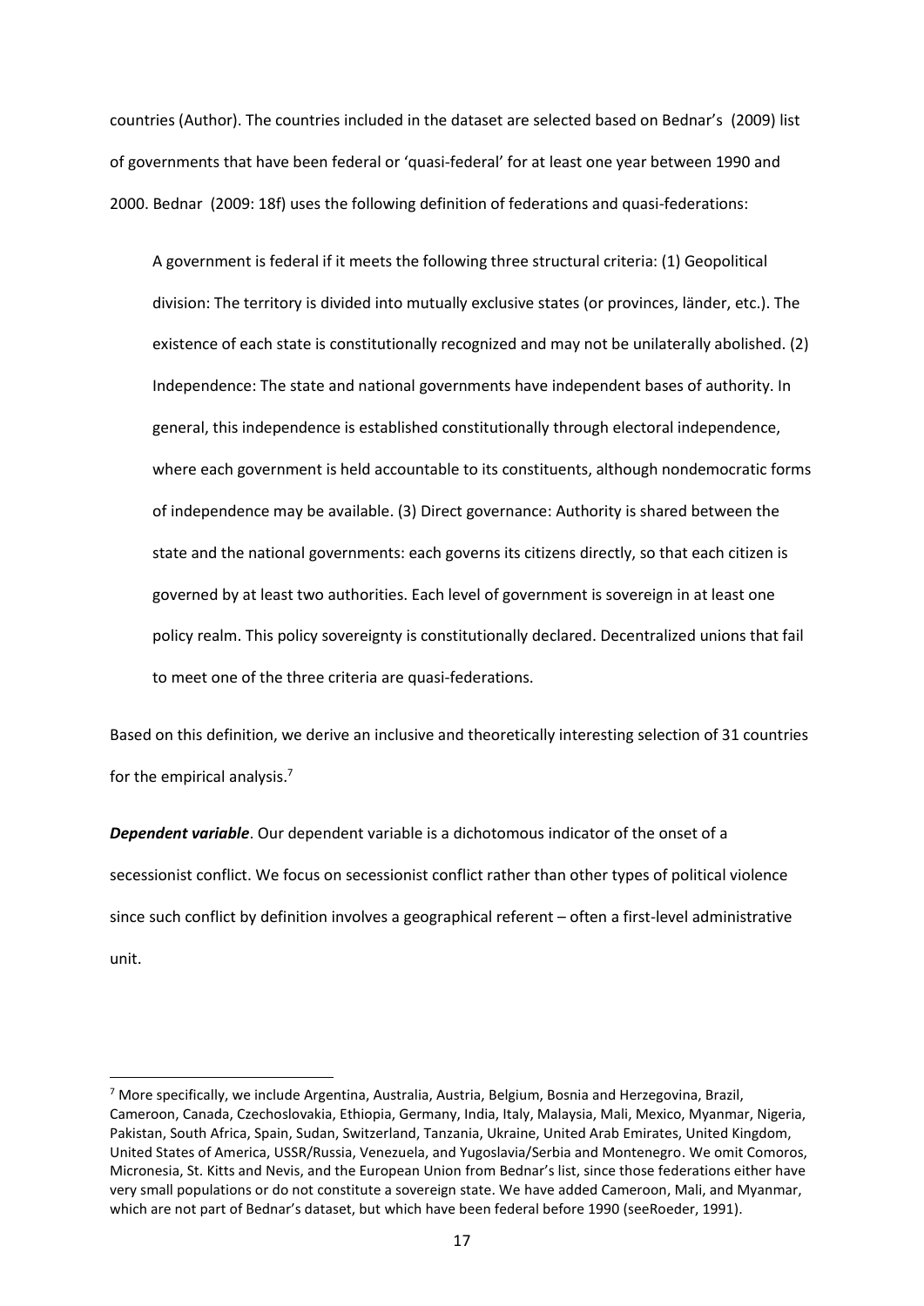countries (Author). The countries included in the dataset are selected based on Bednar's (2009) list of governments that have been federal or 'quasi-federal' for at least one year between 1990 and 2000. Bednar (2009: 18f) uses the following definition of federations and quasi-federations:

> A government is federal if it meets the following three structural criteria: (1) Geopolitical division: The territory is divided into mutually exclusive states (or provinces, länder, etc.). The existence of each state is constitutionally recognized and may not be unilaterally abolished. (2) Independence: The state and national governments have independent bases of authority. In general, this independence is established constitutionally through electoral independence, where each government is held accountable to its constituents, although nondemocratic forms of independence may be available. (3) Direct governance: Authority is shared between the state and the national governments: each governs its citizens directly, so that each citizen is governed by at least two authorities. Each level of government is sovereign in at least one policy realm. This policy sovereignty is constitutionally declared. Decentralized unions that fail to meet one of the three criteria are quasi-federations.

Based on this definition, we derive an inclusive and theoretically interesting selection of 31 countries for the empirical analysis.[7]

***Dependent variable***. Our dependent variable is a dichotomous indicator of the onset of a secessionist conflict. We focus on secessionist conflict rather than other types of political violence since such conflict by definition involves a geographical referent – often a first-level administrative unit.

[7] More specifically, we include Argentina, Australia, Austria, Belgium, Bosnia and Herzegovina, Brazil, Cameroon, Canada, Czechoslovakia, Ethiopia, Germany, India, Italy, Malaysia, Mali, Mexico, Myanmar, Nigeria, Pakistan, South Africa, Spain, Sudan, Switzerland, Tanzania, Ukraine, United Arab Emirates, United Kingdom, United States of America, USSR/Russia, Venezuela, and Yugoslavia/Serbia and Montenegro. We omit Comoros, Micronesia, St. Kitts and Nevis, and the European Union from Bednar's list, since those federations either have very small populations or do not constitute a sovereign state. We have added Cameroon, Mali, and Myanmar, which are not part of Bednar's dataset, but which have been federal before 1990 (seeRoeder, 1991).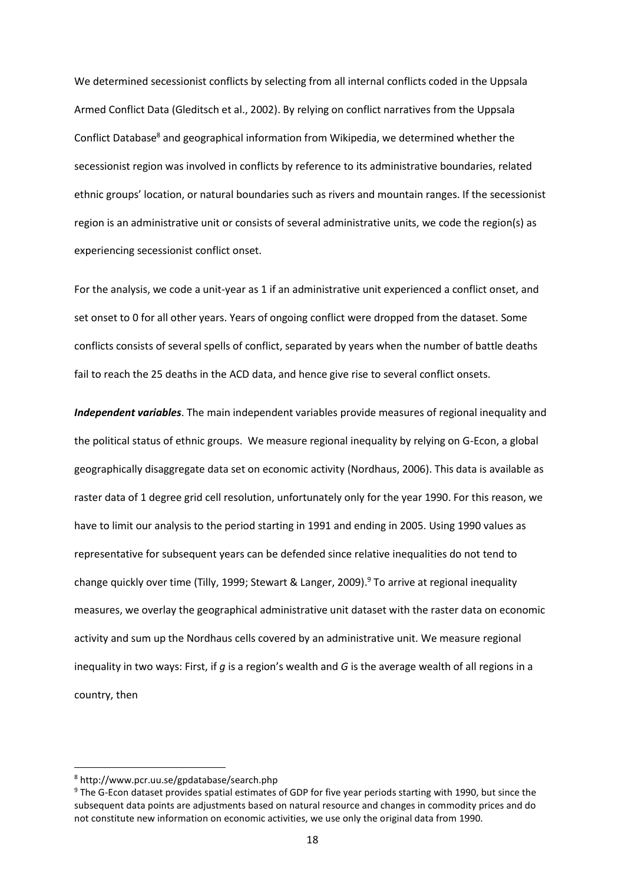We determined secessionist conflicts by selecting from all internal conflicts coded in the Uppsala Armed Conflict Data (Gleditsch et al., 2002). By relying on conflict narratives from the Uppsala Conflict Database[8] and geographical information from Wikipedia, we determined whether the secessionist region was involved in conflicts by reference to its administrative boundaries, related ethnic groups' location, or natural boundaries such as rivers and mountain ranges. If the secessionist region is an administrative unit or consists of several administrative units, we code the region(s) as experiencing secessionist conflict onset.

For the analysis, we code a unit-year as 1 if an administrative unit experienced a conflict onset, and set onset to 0 for all other years. Years of ongoing conflict were dropped from the dataset. Some conflicts consists of several spells of conflict, separated by years when the number of battle deaths fail to reach the 25 deaths in the ACD data, and hence give rise to several conflict onsets.

***Independent variables***. The main independent variables provide measures of regional inequality and the political status of ethnic groups. We measure regional inequality by relying on G-Econ, a global geographically disaggregate data set on economic activity (Nordhaus, 2006). This data is available as raster data of 1 degree grid cell resolution, unfortunately only for the year 1990. For this reason, we have to limit our analysis to the period starting in 1991 and ending in 2005. Using 1990 values as representative for subsequent years can be defended since relative inequalities do not tend to change quickly over time (Tilly, 1999; Stewart & Langer, 2009).[9] To arrive at regional inequality measures, we overlay the geographical administrative unit dataset with the raster data on economic activity and sum up the Nordhaus cells covered by an administrative unit. We measure regional inequality in two ways: First, if $g$ is a region's wealth and $G$ is the average wealth of all regions in a country, then

[8] http://www.pcr.uu.se/gpdatabase/search.php

[9] The G-Econ dataset provides spatial estimates of GDP for five year periods starting with 1990, but since the subsequent data points are adjustments based on natural resource and changes in commodity prices and do not constitute new information on economic activities, we use only the original data from 1990.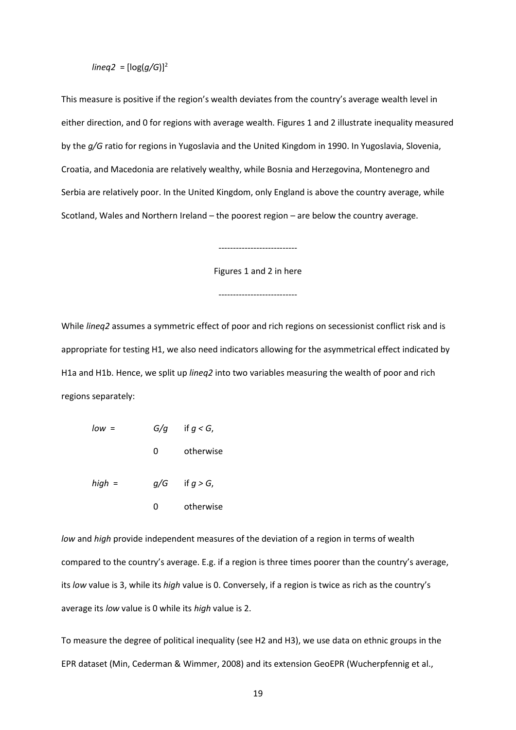$$lineq2 = [\log(g/G)]^2$$

This measure is positive if the region's wealth deviates from the country's average wealth level in either direction, and 0 for regions with average wealth. Figures 1 and 2 illustrate inequality measured by the $g/G$ ratio for regions in Yugoslavia and the United Kingdom in 1990. In Yugoslavia, Slovenia, Croatia, and Macedonia are relatively wealthy, while Bosnia and Herzegovina, Montenegro and Serbia are relatively poor. In the United Kingdom, only England is above the country average, while Scotland, Wales and Northern Ireland – the poorest region – are below the country average.

---------------------------

Figures 1 and 2 in here

---------------------------

While *lineq2* assumes a symmetric effect of poor and rich regions on secessionist conflict risk and is appropriate for testing H1, we also need indicators allowing for the asymmetrical effect indicated by H1a and H1b. Hence, we split up *lineq2* into two variables measuring the wealth of poor and rich regions separately:

$$low = \begin{cases} G/g & \text{if } g < G, \\ 0 & \text{otherwise} \end{cases}$$

$$high = \begin{cases} g/G & \text{if } g > G, \\ 0 & \text{otherwise} \end{cases}$$

*low* and *high* provide independent measures of the deviation of a region in terms of wealth compared to the country's average. E.g. if a region is three times poorer than the country's average, its *low* value is 3, while its *high* value is 0. Conversely, if a region is twice as rich as the country's average its *low* value is 0 while its *high* value is 2.

To measure the degree of political inequality (see H2 and H3), we use data on ethnic groups in the EPR dataset (Min, Cederman & Wimmer, 2008) and its extension GeoEPR (Wucherpfennig et al.,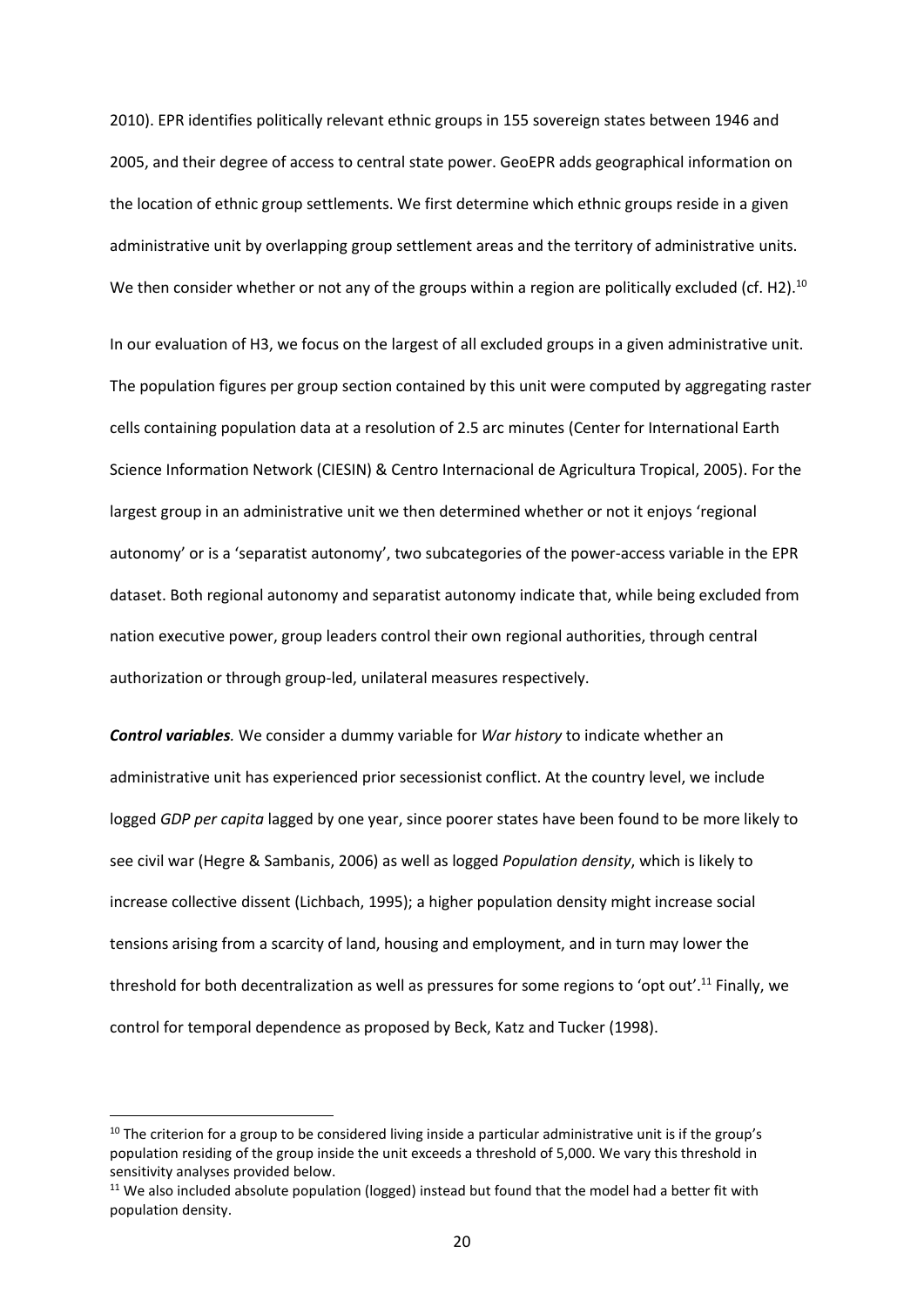2010). EPR identifies politically relevant ethnic groups in 155 sovereign states between 1946 and 2005, and their degree of access to central state power. GeoEPR adds geographical information on the location of ethnic group settlements. We first determine which ethnic groups reside in a given administrative unit by overlapping group settlement areas and the territory of administrative units. We then consider whether or not any of the groups within a region are politically excluded (cf. H2).[10]

In our evaluation of H3, we focus on the largest of all excluded groups in a given administrative unit. The population figures per group section contained by this unit were computed by aggregating raster cells containing population data at a resolution of 2.5 arc minutes (Center for International Earth Science Information Network (CIESIN) & Centro Internacional de Agricultura Tropical, 2005). For the largest group in an administrative unit we then determined whether or not it enjoys 'regional autonomy' or is a 'separatist autonomy', two subcategories of the power-access variable in the EPR dataset. Both regional autonomy and separatist autonomy indicate that, while being excluded from nation executive power, group leaders control their own regional authorities, through central authorization or through group-led, unilateral measures respectively.

***Control variables.*** We consider a dummy variable for *War history* to indicate whether an administrative unit has experienced prior secessionist conflict. At the country level, we include logged *GDP per capita* lagged by one year, since poorer states have been found to be more likely to see civil war (Hegre & Sambanis, 2006) as well as logged *Population density*, which is likely to increase collective dissent (Lichbach, 1995); a higher population density might increase social tensions arising from a scarcity of land, housing and employment, and in turn may lower the threshold for both decentralization as well as pressures for some regions to 'opt out'.[11] Finally, we control for temporal dependence as proposed by Beck, Katz and Tucker (1998).

---

[10] The criterion for a group to be considered living inside a particular administrative unit is if the group's population residing of the group inside the unit exceeds a threshold of 5,000. We vary this threshold in sensitivity analyses provided below.

[11] We also included absolute population (logged) instead but found that the model had a better fit with population density.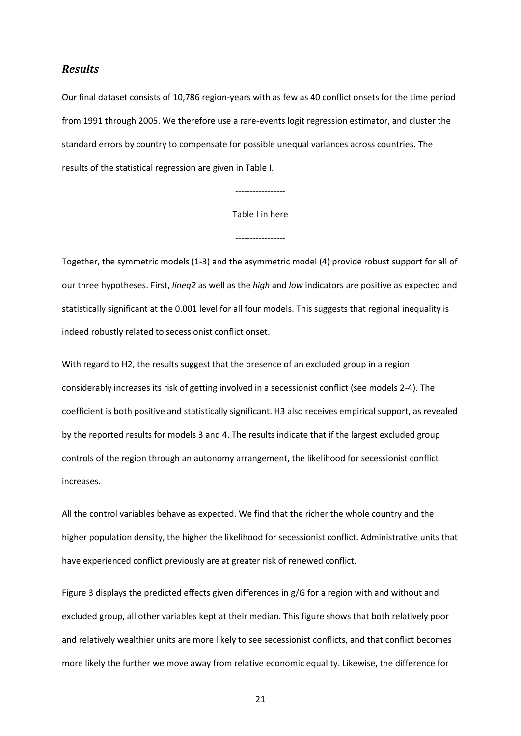## *Results*

Our final dataset consists of 10,786 region-years with as few as 40 conflict onsets for the time period from 1991 through 2005. We therefore use a rare-events logit regression estimator, and cluster the standard errors by country to compensate for possible unequal variances across countries. The results of the statistical regression are given in Table I.

-----------------

Table I in here

-----------------

Together, the symmetric models (1-3) and the asymmetric model (4) provide robust support for all of our three hypotheses. First, *lineq2* as well as the *high* and *low* indicators are positive as expected and statistically significant at the 0.001 level for all four models. This suggests that regional inequality is indeed robustly related to secessionist conflict onset.

With regard to H2, the results suggest that the presence of an excluded group in a region considerably increases its risk of getting involved in a secessionist conflict (see models 2-4). The coefficient is both positive and statistically significant. H3 also receives empirical support, as revealed by the reported results for models 3 and 4. The results indicate that if the largest excluded group controls of the region through an autonomy arrangement, the likelihood for secessionist conflict increases.

All the control variables behave as expected. We find that the richer the whole country and the higher population density, the higher the likelihood for secessionist conflict. Administrative units that have experienced conflict previously are at greater risk of renewed conflict.

Figure 3 displays the predicted effects given differences in g/G for a region with and without and excluded group, all other variables kept at their median. This figure shows that both relatively poor and relatively wealthier units are more likely to see secessionist conflicts, and that conflict becomes more likely the further we move away from relative economic equality. Likewise, the difference for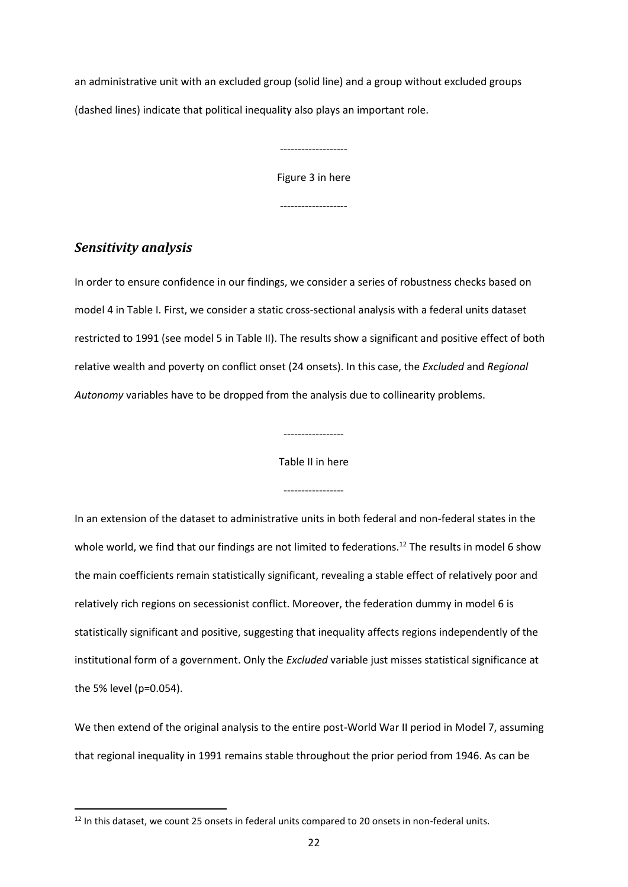an administrative unit with an excluded group (solid line) and a group without excluded groups (dashed lines) indicate that political inequality also plays an important role.

-------------------

Figure 3 in here

-------------------

### *Sensitivity analysis*

In order to ensure confidence in our findings, we consider a series of robustness checks based on model 4 in Table I. First, we consider a static cross-sectional analysis with a federal units dataset restricted to 1991 (see model 5 in Table II). The results show a significant and positive effect of both relative wealth and poverty on conflict onset (24 onsets). In this case, the *Excluded* and *Regional Autonomy* variables have to be dropped from the analysis due to collinearity problems.

-----------------

Table II in here

-----------------

In an extension of the dataset to administrative units in both federal and non-federal states in the whole world, we find that our findings are not limited to federations.[12] The results in model 6 show the main coefficients remain statistically significant, revealing a stable effect of relatively poor and relatively rich regions on secessionist conflict. Moreover, the federation dummy in model 6 is statistically significant and positive, suggesting that inequality affects regions independently of the institutional form of a government. Only the *Excluded* variable just misses statistical significance at the 5% level (p=0.054).

We then extend of the original analysis to the entire post-World War II period in Model 7, assuming that regional inequality in 1991 remains stable throughout the prior period from 1946. As can be

[12] In this dataset, we count 25 onsets in federal units compared to 20 onsets in non-federal units.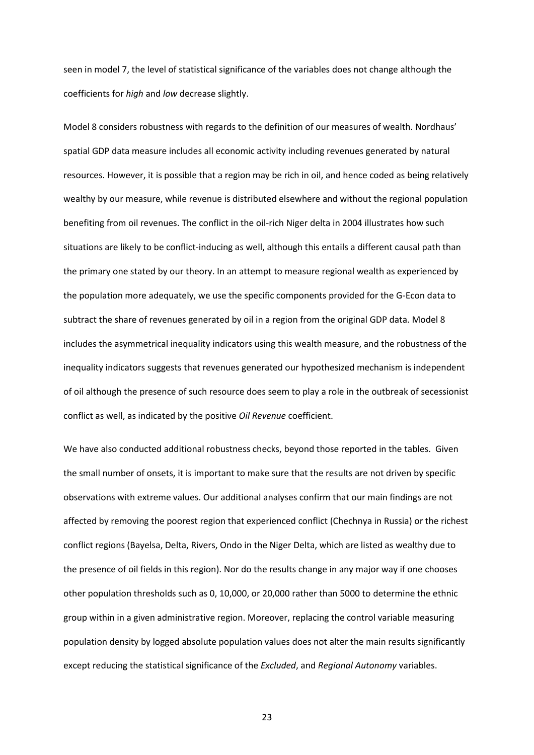seen in model 7, the level of statistical significance of the variables does not change although the coefficients for *high* and *low* decrease slightly.

Model 8 considers robustness with regards to the definition of our measures of wealth. Nordhaus' spatial GDP data measure includes all economic activity including revenues generated by natural resources. However, it is possible that a region may be rich in oil, and hence coded as being relatively wealthy by our measure, while revenue is distributed elsewhere and without the regional population benefiting from oil revenues. The conflict in the oil-rich Niger delta in 2004 illustrates how such situations are likely to be conflict-inducing as well, although this entails a different causal path than the primary one stated by our theory. In an attempt to measure regional wealth as experienced by the population more adequately, we use the specific components provided for the G-Econ data to subtract the share of revenues generated by oil in a region from the original GDP data. Model 8 includes the asymmetrical inequality indicators using this wealth measure, and the robustness of the inequality indicators suggests that revenues generated our hypothesized mechanism is independent of oil although the presence of such resource does seem to play a role in the outbreak of secessionist conflict as well, as indicated by the positive *Oil Revenue* coefficient.

We have also conducted additional robustness checks, beyond those reported in the tables. Given the small number of onsets, it is important to make sure that the results are not driven by specific observations with extreme values. Our additional analyses confirm that our main findings are not affected by removing the poorest region that experienced conflict (Chechnya in Russia) or the richest conflict regions (Bayelsa, Delta, Rivers, Ondo in the Niger Delta, which are listed as wealthy due to the presence of oil fields in this region). Nor do the results change in any major way if one chooses other population thresholds such as 0, 10,000, or 20,000 rather than 5000 to determine the ethnic group within in a given administrative region. Moreover, replacing the control variable measuring population density by logged absolute population values does not alter the main results significantly except reducing the statistical significance of the *Excluded*, and *Regional Autonomy* variables.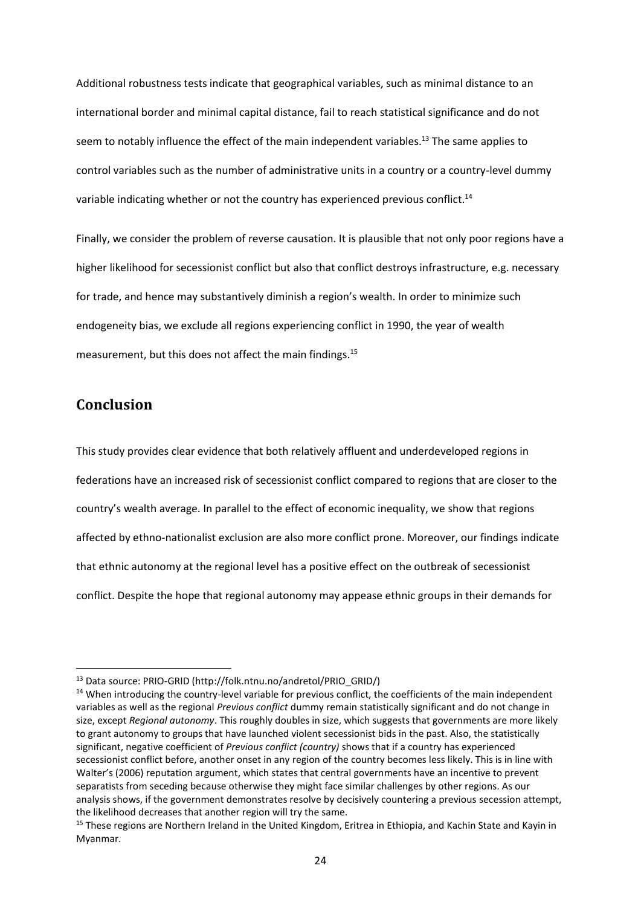Additional robustness tests indicate that geographical variables, such as minimal distance to an international border and minimal capital distance, fail to reach statistical significance and do not seem to notably influence the effect of the main independent variables.[13] The same applies to control variables such as the number of administrative units in a country or a country-level dummy variable indicating whether or not the country has experienced previous conflict.[14]

Finally, we consider the problem of reverse causation. It is plausible that not only poor regions have a higher likelihood for secessionist conflict but also that conflict destroys infrastructure, e.g. necessary for trade, and hence may substantively diminish a region's wealth. In order to minimize such endogeneity bias, we exclude all regions experiencing conflict in 1990, the year of wealth measurement, but this does not affect the main findings.[15]

## Conclusion

This study provides clear evidence that both relatively affluent and underdeveloped regions in federations have an increased risk of secessionist conflict compared to regions that are closer to the country's wealth average. In parallel to the effect of economic inequality, we show that regions affected by ethno-nationalist exclusion are also more conflict prone. Moreover, our findings indicate that ethnic autonomy at the regional level has a positive effect on the outbreak of secessionist conflict. Despite the hope that regional autonomy may appease ethnic groups in their demands for

---

[13] Data source: PRIO-GRID (http://folk.ntnu.no/andretol/PRIO_GRID/)

[14] When introducing the country-level variable for previous conflict, the coefficients of the main independent variables as well as the regional *Previous conflict* dummy remain statistically significant and do not change in size, except *Regional autonomy*. This roughly doubles in size, which suggests that governments are more likely to grant autonomy to groups that have launched violent secessionist bids in the past. Also, the statistically significant, negative coefficient of *Previous conflict (country)* shows that if a country has experienced secessionist conflict before, another onset in any region of the country becomes less likely. This is in line with Walter's (2006) reputation argument, which states that central governments have an incentive to prevent separatists from seceding because otherwise they might face similar challenges by other regions. As our analysis shows, if the government demonstrates resolve by decisively countering a previous secession attempt, the likelihood decreases that another region will try the same.

[15] These regions are Northern Ireland in the United Kingdom, Eritrea in Ethiopia, and Kachin State and Kayin in Myanmar.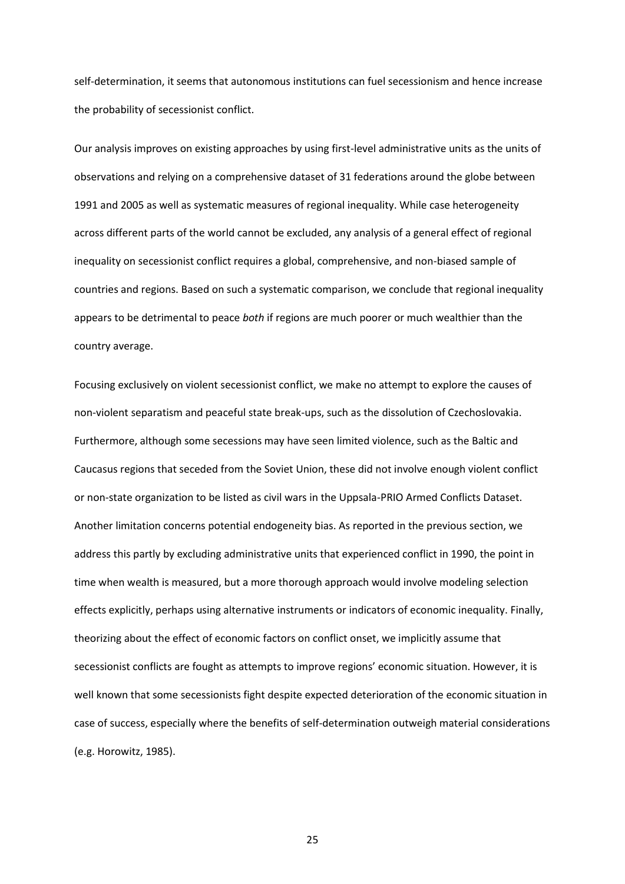self-determination, it seems that autonomous institutions can fuel secessionism and hence increase the probability of secessionist conflict.

Our analysis improves on existing approaches by using first-level administrative units as the units of observations and relying on a comprehensive dataset of 31 federations around the globe between 1991 and 2005 as well as systematic measures of regional inequality. While case heterogeneity across different parts of the world cannot be excluded, any analysis of a general effect of regional inequality on secessionist conflict requires a global, comprehensive, and non-biased sample of countries and regions. Based on such a systematic comparison, we conclude that regional inequality appears to be detrimental to peace *both* if regions are much poorer or much wealthier than the country average.

Focusing exclusively on violent secessionist conflict, we make no attempt to explore the causes of non-violent separatism and peaceful state break-ups, such as the dissolution of Czechoslovakia. Furthermore, although some secessions may have seen limited violence, such as the Baltic and Caucasus regions that seceded from the Soviet Union, these did not involve enough violent conflict or non-state organization to be listed as civil wars in the Uppsala-PRIO Armed Conflicts Dataset. Another limitation concerns potential endogeneity bias. As reported in the previous section, we address this partly by excluding administrative units that experienced conflict in 1990, the point in time when wealth is measured, but a more thorough approach would involve modeling selection effects explicitly, perhaps using alternative instruments or indicators of economic inequality. Finally, theorizing about the effect of economic factors on conflict onset, we implicitly assume that secessionist conflicts are fought as attempts to improve regions' economic situation. However, it is well known that some secessionists fight despite expected deterioration of the economic situation in case of success, especially where the benefits of self-determination outweigh material considerations (e.g. Horowitz, 1985).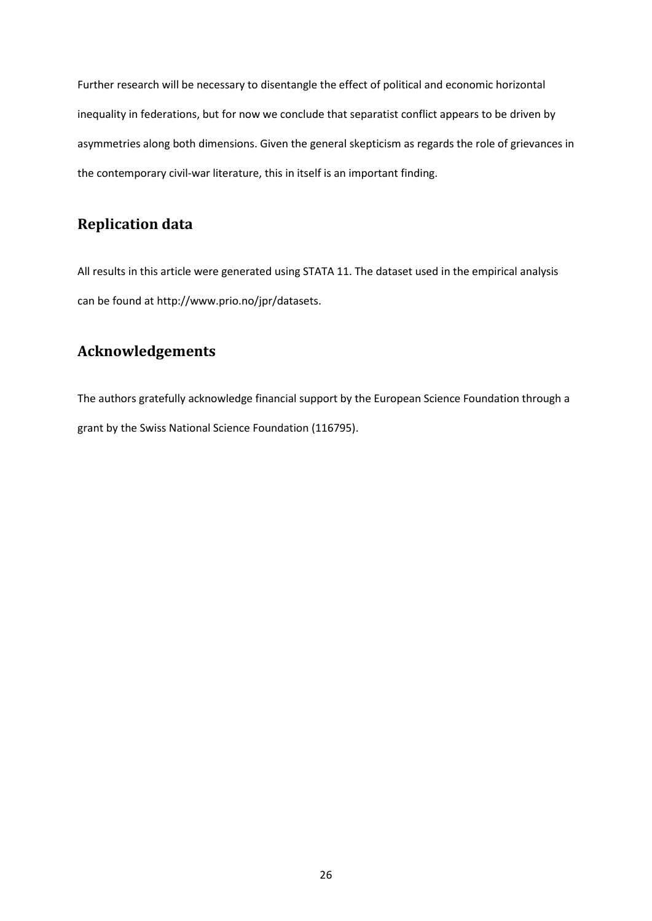Further research will be necessary to disentangle the effect of political and economic horizontal inequality in federations, but for now we conclude that separatist conflict appears to be driven by asymmetries along both dimensions. Given the general skepticism as regards the role of grievances in the contemporary civil-war literature, this in itself is an important finding.

## Replication data

All results in this article were generated using STATA 11. The dataset used in the empirical analysis can be found at http://www.prio.no/jpr/datasets.

## Acknowledgements

The authors gratefully acknowledge financial support by the European Science Foundation through a grant by the Swiss National Science Foundation (116795).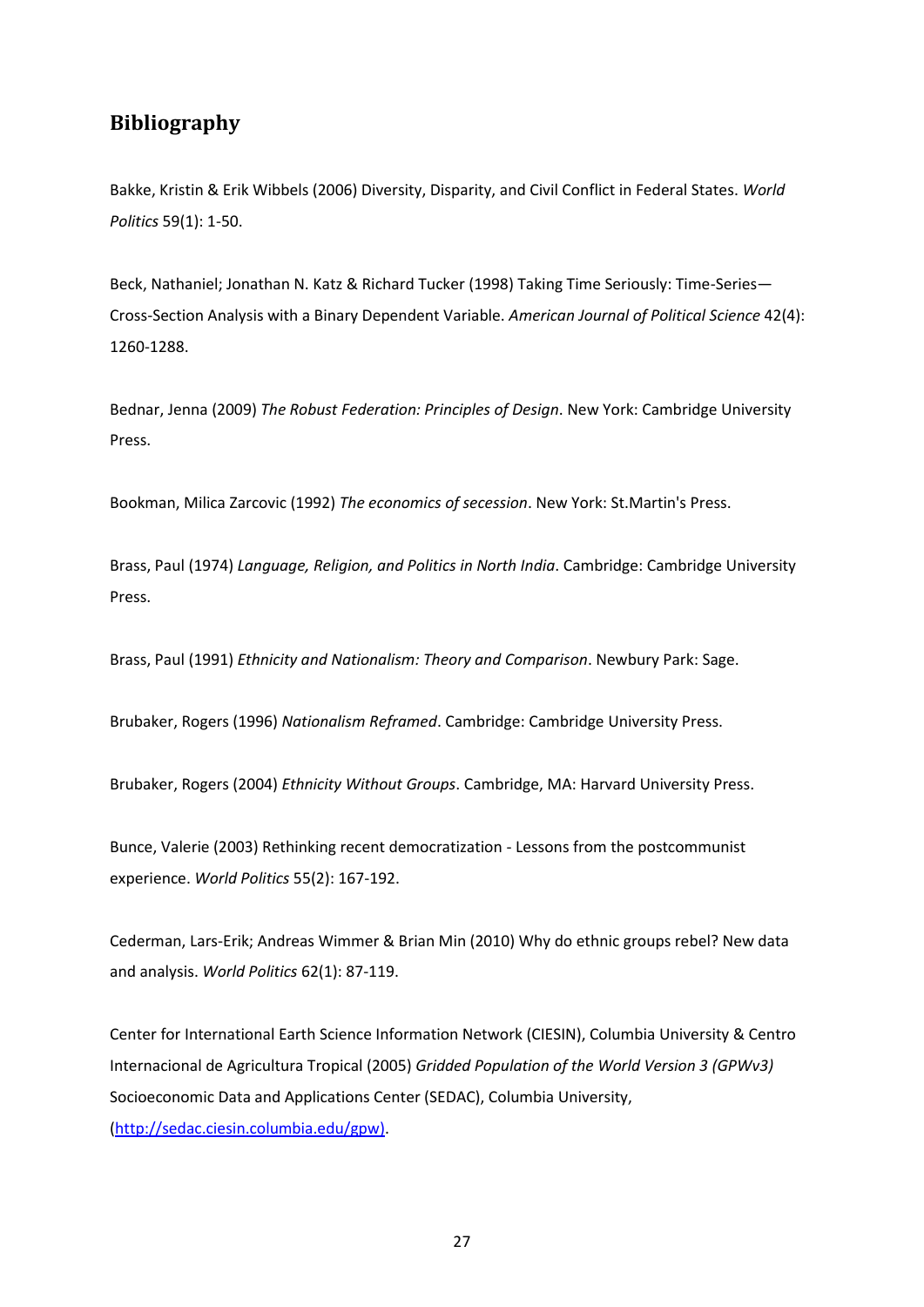## Bibliography

Bakke, Kristin & Erik Wibbels (2006) Diversity, Disparity, and Civil Conflict in Federal States. *World Politics* 59(1): 1-50.

Beck, Nathaniel; Jonathan N. Katz & Richard Tucker (1998) Taking Time Seriously: Time-Series—Cross-Section Analysis with a Binary Dependent Variable. *American Journal of Political Science* 42(4): 1260-1288.

Bednar, Jenna (2009) *The Robust Federation: Principles of Design*. New York: Cambridge University Press.

Bookman, Milica Zarcovic (1992) *The economics of secession*. New York: St.Martin's Press.

Brass, Paul (1974) *Language, Religion, and Politics in North India*. Cambridge: Cambridge University Press.

Brass, Paul (1991) *Ethnicity and Nationalism: Theory and Comparison*. Newbury Park: Sage.

Brubaker, Rogers (1996) *Nationalism Reframed*. Cambridge: Cambridge University Press.

Brubaker, Rogers (2004) *Ethnicity Without Groups*. Cambridge, MA: Harvard University Press.

Bunce, Valerie (2003) Rethinking recent democratization - Lessons from the postcommunist experience. *World Politics* 55(2): 167-192.

Cederman, Lars-Erik; Andreas Wimmer & Brian Min (2010) Why do ethnic groups rebel? New data and analysis. *World Politics* 62(1): 87-119.

Center for International Earth Science Information Network (CIESIN), Columbia University & Centro Internacional de Agricultura Tropical (2005) *Gridded Population of the World Version 3 (GPWv3)* Socioeconomic Data and Applications Center (SEDAC), Columbia University, (http://sedac.ciesin.columbia.edu/gpw).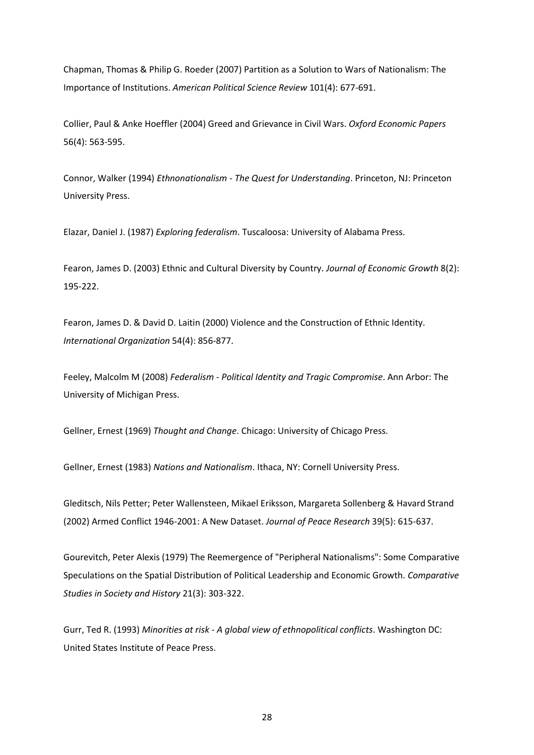Chapman, Thomas & Philip G. Roeder (2007) Partition as a Solution to Wars of Nationalism: The Importance of Institutions. *American Political Science Review* 101(4): 677-691.

Collier, Paul & Anke Hoeffler (2004) Greed and Grievance in Civil Wars. *Oxford Economic Papers* 56(4): 563-595.

Connor, Walker (1994) *Ethnonationalism - The Quest for Understanding*. Princeton, NJ: Princeton University Press.

Elazar, Daniel J. (1987) *Exploring federalism*. Tuscaloosa: University of Alabama Press.

Fearon, James D. (2003) Ethnic and Cultural Diversity by Country. *Journal of Economic Growth* 8(2): 195-222.

Fearon, James D. & David D. Laitin (2000) Violence and the Construction of Ethnic Identity. *International Organization* 54(4): 856-877.

Feeley, Malcolm M (2008) *Federalism - Political Identity and Tragic Compromise*. Ann Arbor: The University of Michigan Press.

Gellner, Ernest (1969) *Thought and Change*. Chicago: University of Chicago Press.

Gellner, Ernest (1983) *Nations and Nationalism*. Ithaca, NY: Cornell University Press.

Gleditsch, Nils Petter; Peter Wallensteen, Mikael Eriksson, Margareta Sollenberg & Havard Strand (2002) Armed Conflict 1946-2001: A New Dataset. *Journal of Peace Research* 39(5): 615-637.

Gourevitch, Peter Alexis (1979) The Reemergence of "Peripheral Nationalisms": Some Comparative Speculations on the Spatial Distribution of Political Leadership and Economic Growth. *Comparative Studies in Society and History* 21(3): 303-322.

Gurr, Ted R. (1993) *Minorities at risk - A global view of ethnopolitical conflicts*. Washington DC: United States Institute of Peace Press.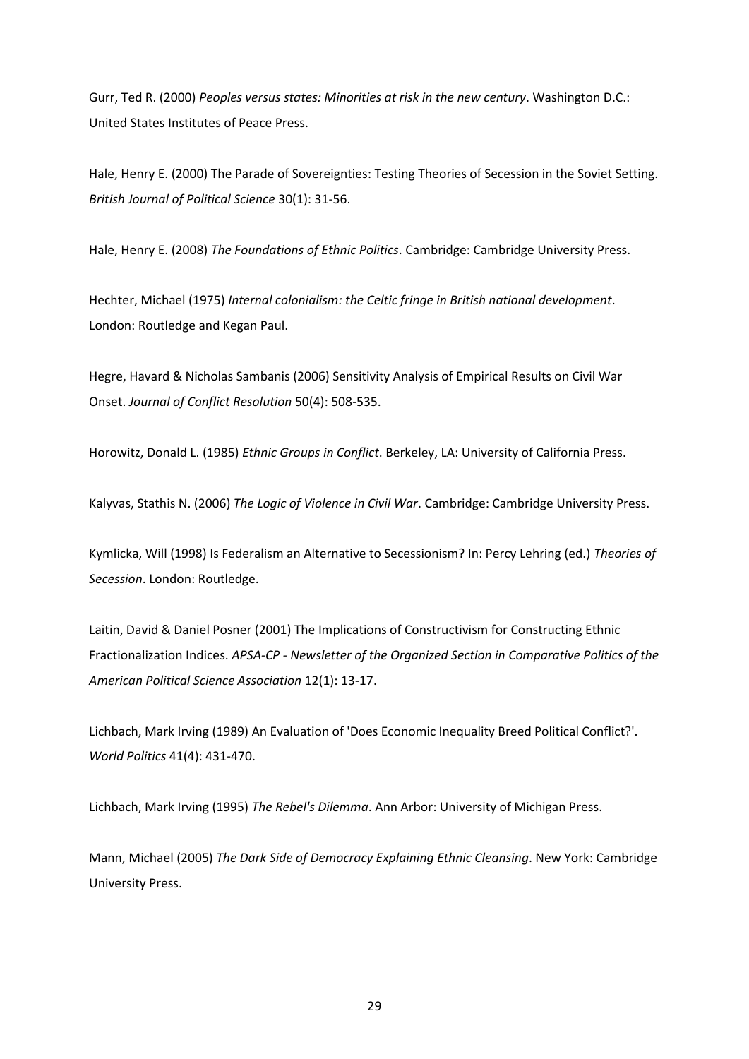Gurr, Ted R. (2000) *Peoples versus states: Minorities at risk in the new century*. Washington D.C.: United States Institutes of Peace Press.

Hale, Henry E. (2000) The Parade of Sovereignties: Testing Theories of Secession in the Soviet Setting. *British Journal of Political Science* 30(1): 31-56.

Hale, Henry E. (2008) *The Foundations of Ethnic Politics*. Cambridge: Cambridge University Press.

Hechter, Michael (1975) *Internal colonialism: the Celtic fringe in British national development*. London: Routledge and Kegan Paul.

Hegre, Havard & Nicholas Sambanis (2006) Sensitivity Analysis of Empirical Results on Civil War Onset. *Journal of Conflict Resolution* 50(4): 508-535.

Horowitz, Donald L. (1985) *Ethnic Groups in Conflict*. Berkeley, LA: University of California Press.

Kalyvas, Stathis N. (2006) *The Logic of Violence in Civil War*. Cambridge: Cambridge University Press.

Kymlicka, Will (1998) Is Federalism an Alternative to Secessionism? In: Percy Lehring (ed.) *Theories of Secession*. London: Routledge.

Laitin, David & Daniel Posner (2001) The Implications of Constructivism for Constructing Ethnic Fractionalization Indices. *APSA-CP - Newsletter of the Organized Section in Comparative Politics of the American Political Science Association* 12(1): 13-17.

Lichbach, Mark Irving (1989) An Evaluation of 'Does Economic Inequality Breed Political Conflict?'. *World Politics* 41(4): 431-470.

Lichbach, Mark Irving (1995) *The Rebel's Dilemma*. Ann Arbor: University of Michigan Press.

Mann, Michael (2005) *The Dark Side of Democracy Explaining Ethnic Cleansing*. New York: Cambridge University Press.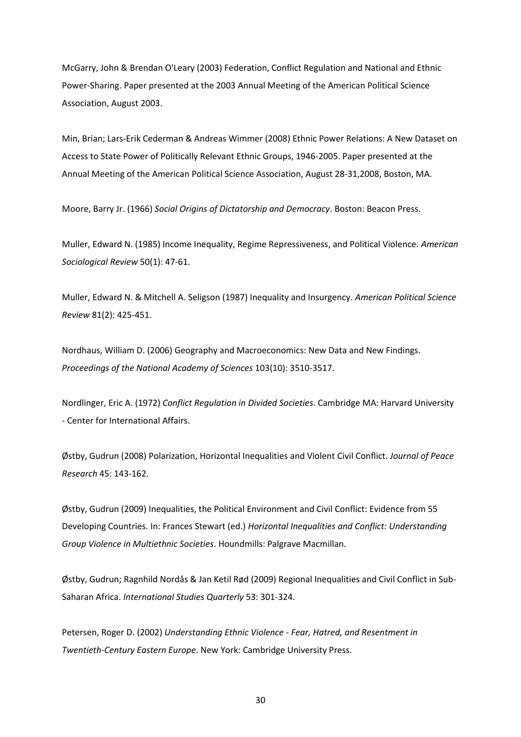McGarry, John & Brendan O'Leary (2003) Federation, Conflict Regulation and National and Ethnic Power-Sharing. Paper presented at the 2003 Annual Meeting of the American Political Science Association, August 2003.

Min, Brian; Lars-Erik Cederman & Andreas Wimmer (2008) Ethnic Power Relations: A New Dataset on Access to State Power of Politically Relevant Ethnic Groups, 1946-2005. Paper presented at the Annual Meeting of the American Political Science Association, August 28-31,2008, Boston, MA.

Moore, Barry Jr. (1966) *Social Origins of Dictatorship and Democracy*. Boston: Beacon Press.

Muller, Edward N. (1985) Income Inequality, Regime Repressiveness, and Political Violence. *American Sociological Review* 50(1): 47-61.

Muller, Edward N. & Mitchell A. Seligson (1987) Inequality and Insurgency. *American Political Science Review* 81(2): 425-451.

Nordhaus, William D. (2006) Geography and Macroeconomics: New Data and New Findings. *Proceedings of the National Academy of Sciences* 103(10): 3510-3517.

Nordlinger, Eric A. (1972) *Conflict Regulation in Divided Societies*. Cambridge MA: Harvard University - Center for International Affairs.

Østby, Gudrun (2008) Polarization, Horizontal Inequalities and Violent Civil Conflict. *Journal of Peace Research* 45: 143-162.

Østby, Gudrun (2009) Inequalities, the Political Environment and Civil Conflict: Evidence from 55 Developing Countries. In: Frances Stewart (ed.) *Horizontal Inequalities and Conflict: Understanding Group Violence in Multiethnic Societies*. Houndmills: Palgrave Macmillan.

Østby, Gudrun; Ragnhild Nordås & Jan Ketil Rød (2009) Regional Inequalities and Civil Conflict in Sub-Saharan Africa. *International Studies Quarterly* 53: 301-324.

Petersen, Roger D. (2002) *Understanding Ethnic Violence - Fear, Hatred, and Resentment in Twentieth-Century Eastern Europe*. New York: Cambridge University Press.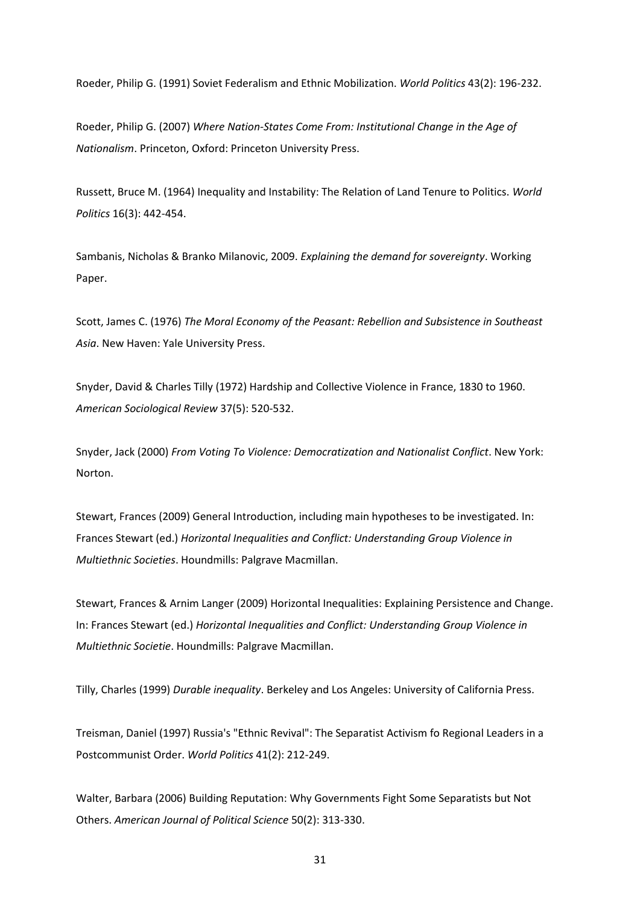Roeder, Philip G. (1991) Soviet Federalism and Ethnic Mobilization. *World Politics* 43(2): 196-232.

Roeder, Philip G. (2007) *Where Nation-States Come From: Institutional Change in the Age of Nationalism*. Princeton, Oxford: Princeton University Press.

Russett, Bruce M. (1964) Inequality and Instability: The Relation of Land Tenure to Politics. *World Politics* 16(3): 442-454.

Sambanis, Nicholas & Branko Milanovic, 2009. *Explaining the demand for sovereignty*. Working Paper.

Scott, James C. (1976) *The Moral Economy of the Peasant: Rebellion and Subsistence in Southeast Asia*. New Haven: Yale University Press.

Snyder, David & Charles Tilly (1972) Hardship and Collective Violence in France, 1830 to 1960. *American Sociological Review* 37(5): 520-532.

Snyder, Jack (2000) *From Voting To Violence: Democratization and Nationalist Conflict*. New York: Norton.

Stewart, Frances (2009) General Introduction, including main hypotheses to be investigated. In: Frances Stewart (ed.) *Horizontal Inequalities and Conflict: Understanding Group Violence in Multiethnic Societies*. Houndmills: Palgrave Macmillan.

Stewart, Frances & Arnim Langer (2009) Horizontal Inequalities: Explaining Persistence and Change. In: Frances Stewart (ed.) *Horizontal Inequalities and Conflict: Understanding Group Violence in Multiethnic Societie*. Houndmills: Palgrave Macmillan.

Tilly, Charles (1999) *Durable inequality*. Berkeley and Los Angeles: University of California Press.

Treisman, Daniel (1997) Russia's "Ethnic Revival": The Separatist Activism fo Regional Leaders in a Postcommunist Order. *World Politics* 41(2): 212-249.

Walter, Barbara (2006) Building Reputation: Why Governments Fight Some Separatists but Not Others. *American Journal of Political Science* 50(2): 313-330.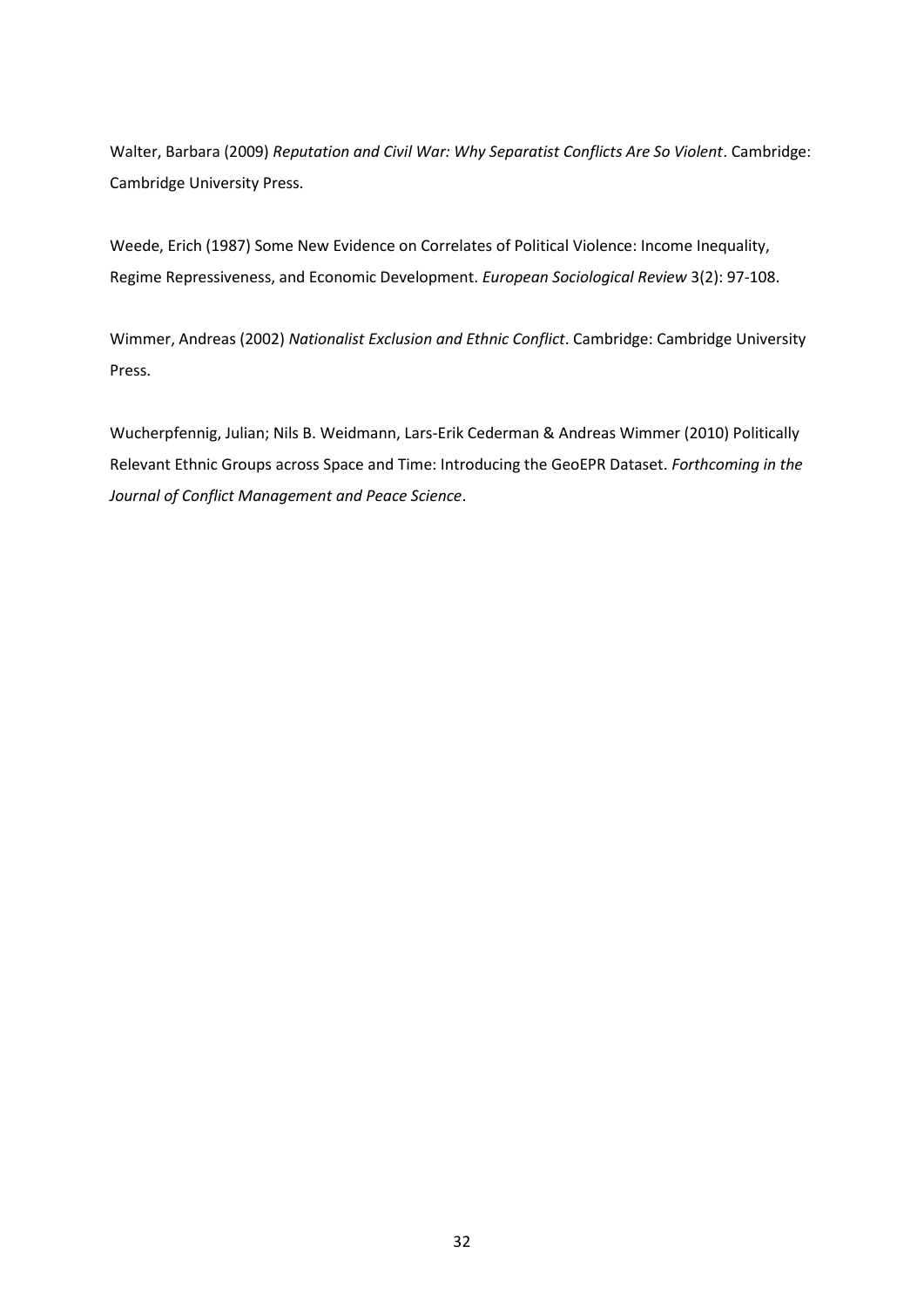Walter, Barbara (2009) *Reputation and Civil War: Why Separatist Conflicts Are So Violent*. Cambridge: Cambridge University Press.

Weede, Erich (1987) Some New Evidence on Correlates of Political Violence: Income Inequality, Regime Repressiveness, and Economic Development. *European Sociological Review* 3(2): 97-108.

Wimmer, Andreas (2002) *Nationalist Exclusion and Ethnic Conflict*. Cambridge: Cambridge University Press.

Wucherpfennig, Julian; Nils B. Weidmann, Lars-Erik Cederman & Andreas Wimmer (2010) Politically Relevant Ethnic Groups across Space and Time: Introducing the GeoEPR Dataset. *Forthcoming in the Journal of Conflict Management and Peace Science*.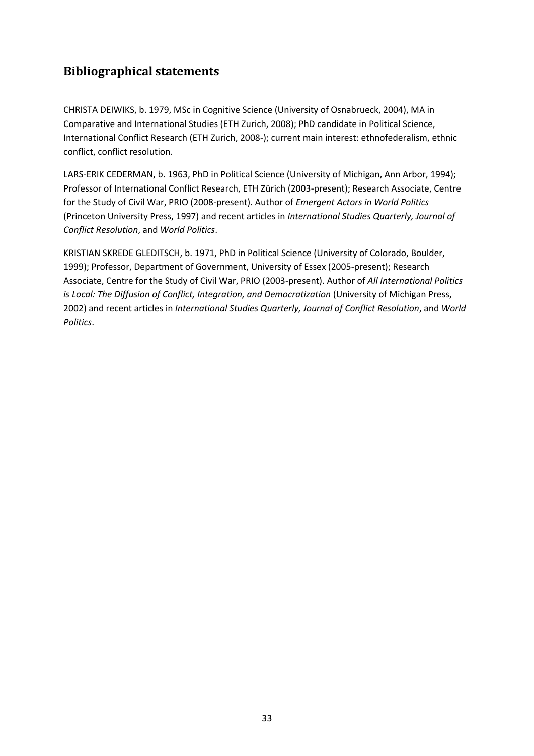## Bibliographical statements

CHRISTA DEIWIKS, b. 1979, MSc in Cognitive Science (University of Osnabrueck, 2004), MA in Comparative and International Studies (ETH Zurich, 2008); PhD candidate in Political Science, International Conflict Research (ETH Zurich, 2008-); current main interest: ethnofederalism, ethnic conflict, conflict resolution.

LARS-ERIK CEDERMAN, b. 1963, PhD in Political Science (University of Michigan, Ann Arbor, 1994); Professor of International Conflict Research, ETH Zürich (2003-present); Research Associate, Centre for the Study of Civil War, PRIO (2008-present). Author of *Emergent Actors in World Politics* (Princeton University Press, 1997) and recent articles in *International Studies Quarterly, Journal of Conflict Resolution*, and *World Politics*.

KRISTIAN SKREDE GLEDITSCH, b. 1971, PhD in Political Science (University of Colorado, Boulder, 1999); Professor, Department of Government, University of Essex (2005-present); Research Associate, Centre for the Study of Civil War, PRIO (2003-present). Author of *All International Politics is Local: The Diffusion of Conflict, Integration, and Democratization* (University of Michigan Press, 2002) and recent articles in *International Studies Quarterly, Journal of Conflict Resolution*, and *World Politics*.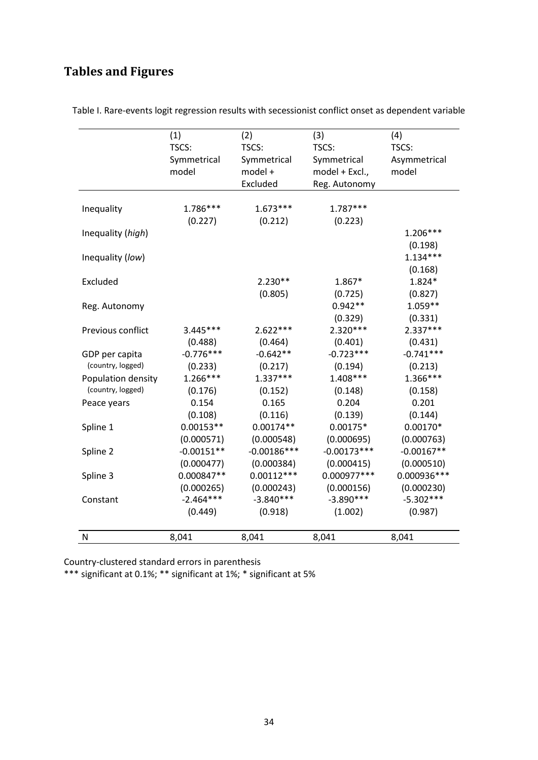## Tables and Figures

Table I. Rare-events logit regression results with secessionist conflict onset as dependent variable

| | (1) TSCS: Symmetrical model | (2) TSCS: Symmetrical model + Excluded | (3) TSCS: Symmetrical model + Excl., Reg. Autonomy | (4) TSCS: Asymmetrical model |
|---|---|---|---|---|
| Inequality | 1.786*** | 1.673*** | 1.787*** | |
| | (0.227) | (0.212) | (0.223) | |
| Inequality (*high*) | | | | 1.206*** |
| | | | | (0.198) |
| Inequality (*low*) | | | | 1.134*** |
| | | | | (0.168) |
| Excluded | | 2.230** | 1.867* | 1.824* |
| | | (0.805) | (0.725) | (0.827) |
| Reg. Autonomy | | | 0.942** | 1.059** |
| | | | (0.329) | (0.331) |
| Previous conflict | 3.445*** | 2.622*** | 2.320*** | 2.337*** |
| | (0.488) | (0.464) | (0.401) | (0.431) |
| GDP per capita (country, logged) | -0.776*** | -0.642** | -0.723*** | -0.741*** |
| | (0.233) | (0.217) | (0.194) | (0.213) |
| Population density (country, logged) | 1.266*** | 1.337*** | 1.408*** | 1.366*** |
| | (0.176) | (0.152) | (0.148) | (0.158) |
| Peace years | 0.154 | 0.165 | 0.204 | 0.201 |
| | (0.108) | (0.116) | (0.139) | (0.144) |
| Spline 1 | 0.00153** | 0.00174** | 0.00175* | 0.00170* |
| | (0.000571) | (0.000548) | (0.000695) | (0.000763) |
| Spline 2 | -0.00151** | -0.00186*** | -0.00173*** | -0.00167** |
| | (0.000477) | (0.000384) | (0.000415) | (0.000510) |
| Spline 3 | 0.000847** | 0.00112*** | 0.000977*** | 0.000936*** |
| | (0.000265) | (0.000243) | (0.000156) | (0.000230) |
| Constant | -2.464*** | -3.840*** | -3.890*** | -5.302*** |
| | (0.449) | (0.918) | (1.002) | (0.987) |
| N | 8,041 | 8,041 | 8,041 | 8,041 |

Country-clustered standard errors in parenthesis
*** significant at 0.1%; ** significant at 1%; * significant at 5%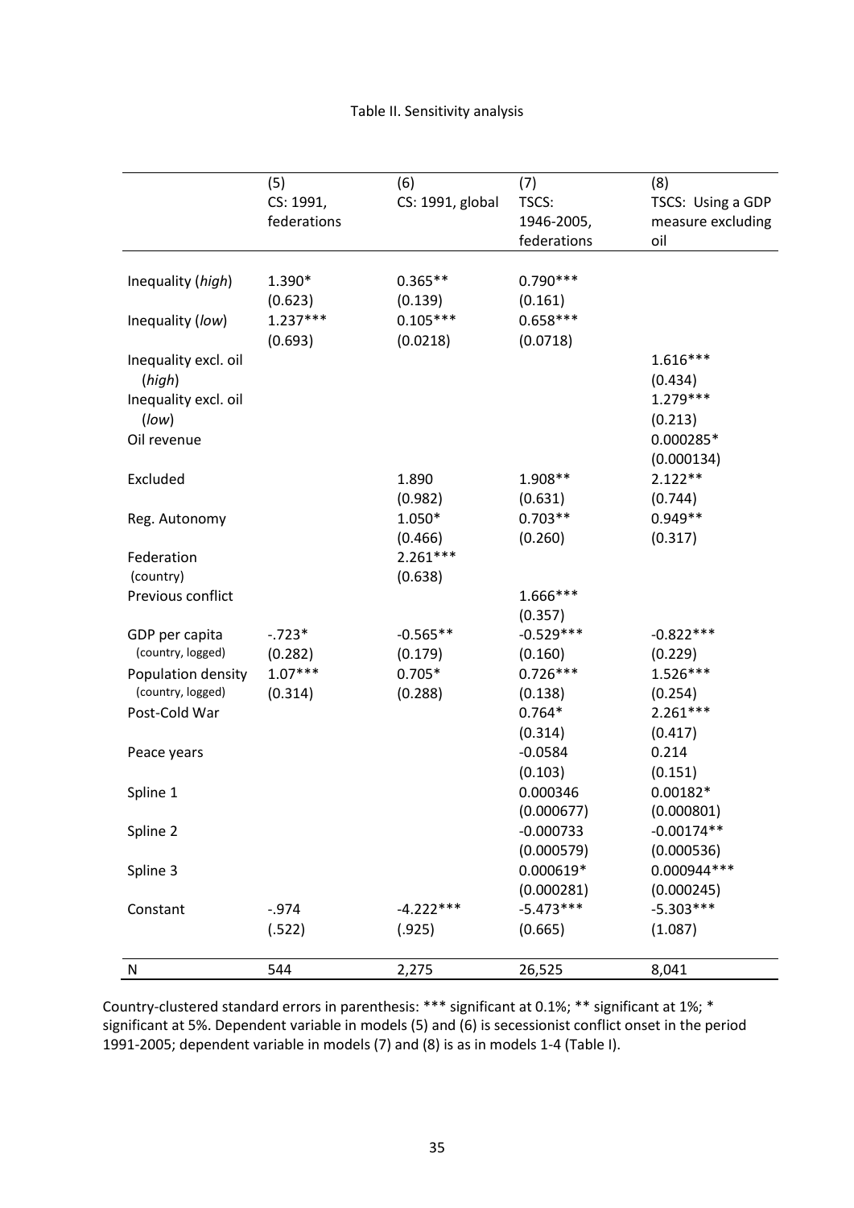Table II. Sensitivity analysis

| | (5)<br>CS: 1991, federations | (6)<br>CS: 1991, global | (7)<br>TSCS: 1946-2005, federations | (8)<br>TSCS: Using a GDP measure excluding oil |
|---|---|---|---|---|
| Inequality (*high*) | 1.390* | 0.365** | 0.790*** | |
| | (0.623) | (0.139) | (0.161) | |
| Inequality (*low*) | 1.237*** | 0.105*** | 0.658*** | |
| | (0.693) | (0.0218) | (0.0718) | |
| Inequality excl. oil (*high*) | | | | 1.616*** |
| | | | | (0.434) |
| Inequality excl. oil (*low*) | | | | 1.279*** |
| | | | | (0.213) |
| Oil revenue | | | | 0.000285* |
| | | | | (0.000134) |
| Excluded | | 1.890 | 1.908** | 2.122** |
| | | (0.982) | (0.631) | (0.744) |
| Reg. Autonomy | | 1.050* | 0.703** | 0.949** |
| | | (0.466) | (0.260) | (0.317) |
| Federation (country) | | 2.261*** | | |
| | | (0.638) | | |
| Previous conflict | | | 1.666*** | |
| | | | (0.357) | |
| GDP per capita (country, logged) | -.723* | -0.565** | -0.529*** | -0.822*** |
| | (0.282) | (0.179) | (0.160) | (0.229) |
| Population density (country, logged) | 1.07*** | 0.705* | 0.726*** | 1.526*** |
| | (0.314) | (0.288) | (0.138) | (0.254) |
| Post-Cold War | | | 0.764* | 2.261*** |
| | | | (0.314) | (0.417) |
| Peace years | | | -0.0584 | 0.214 |
| | | | (0.103) | (0.151) |
| Spline 1 | | | 0.000346 | 0.00182* |
| | | | (0.000677) | (0.000801) |
| Spline 2 | | | -0.000733 | -0.00174** |
| | | | (0.000579) | (0.000536) |
| Spline 3 | | | 0.000619* | 0.000944*** |
| | | | (0.000281) | (0.000245) |
| Constant | -.974 | -4.222*** | -5.473*** | -5.303*** |
| | (.522) | (.925) | (0.665) | (1.087) |
| N | 544 | 2,275 | 26,525 | 8,041 |

Country-clustered standard errors in parenthesis: *** significant at 0.1%; ** significant at 1%; * significant at 5%. Dependent variable in models (5) and (6) is secessionist conflict onset in the period 1991-2005; dependent variable in models (7) and (8) is as in models 1-4 (Table I).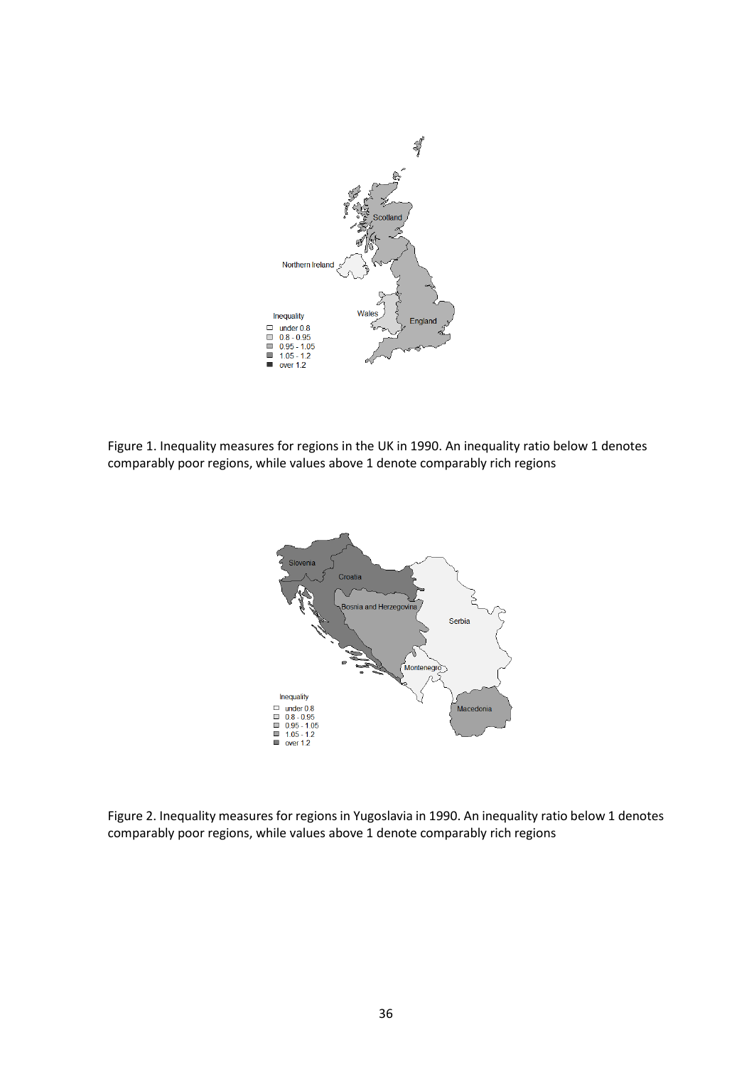Figure 1. Inequality measures for regions in the UK in 1990. An inequality ratio below 1 denotes comparably poor regions, while values above 1 denote comparably rich regions

Figure 2. Inequality measures for regions in Yugoslavia in 1990. An inequality ratio below 1 denotes comparably poor regions, while values above 1 denote comparably rich regions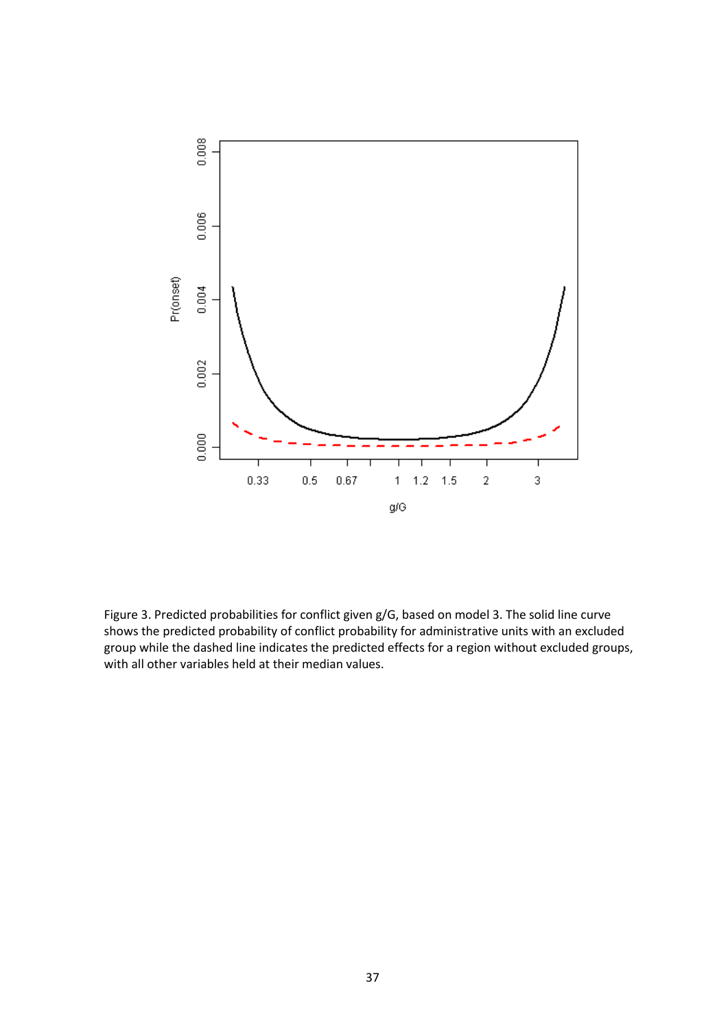Pr(onset)

0.000
0.002
0.004
0.006
0.008

0.33
0.5
0.67
1
1.2
1.5
2
3

g/G

Figure 3. Predicted probabilities for conflict given g/G, based on model 3. The solid line curve shows the predicted probability of conflict probability for administrative units with an excluded group while the dashed line indicates the predicted effects for a region without excluded groups, with all other variables held at their median values.